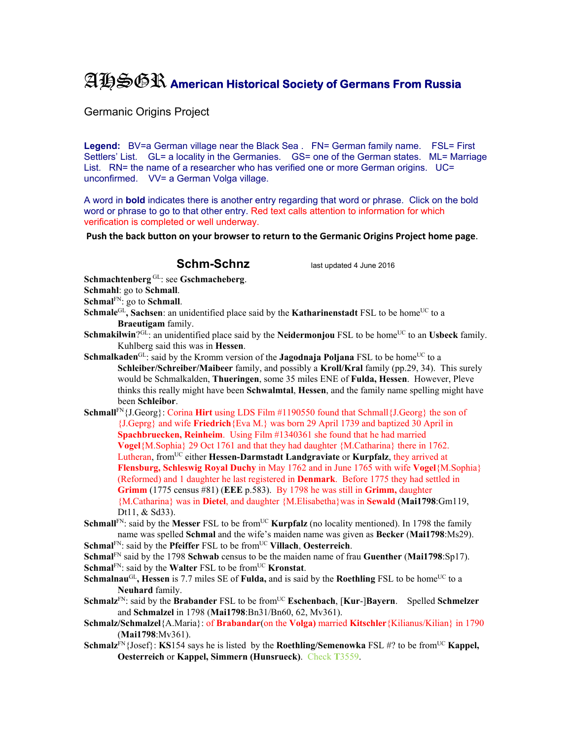# AHSGR American Historical Society of Germans From Russia

Germanic Origins Project

**Legend:** BV=a German village near the Black Sea . FN= German family name. FSL= First Settlers' List. GL= a locality in the Germanies. GS= one of the German states. ML= Marriage List. RN= the name of a researcher who has verified one or more German origins. UC= unconfirmed. VV= a German Volga village.

A word in **bold** indicates there is another entry regarding that word or phrase. Click on the bold word or phrase to go to that other entry. Red text calls attention to information for which verification is completed or well underway.

**Push the back button on your browser to return to the Germanic Origins Project home page**.

## Schm-Schnz

last updated 4 June 2016

**Schmachtenberg**[GL]: see **Gschmacheberg**.

**Schmahl**: go to **Schmall**.

**Schmal**[FN]: go to **Schmall**.

**Schmale**[GL]**, Sachsen**: an unidentified place said by the **Katharinenstadt** FSL to be home[UC] to a **Braeutigam** family.

**Schmakilwin**?[GL]: an unidentified place said by the **Neidermonjou** FSL to be home[UC] to an **Usbeck** family. Kuhlberg said this was in **Hessen**.

**Schmalkaden**[GL]: said by the Kromm version of the **Jagodnaja Poljana** FSL to be home[UC] to a **Schleiber/Schreiber/Maibeer** family, and possibly a **Kroll/Kral** family (pp.29, 34). This surely would be Schmalkalden, **Thueringen**, some 35 miles ENE of **Fulda, Hessen**. However, Pleve thinks this really might have been **Schwalmtal**, **Hessen**, and the family name spelling might have been **Schleibor**.

**Schmall**[FN]{J.Georg}: Corina **Hirt** using LDS Film #1190550 found that Schmall{J.Georg} the son of {J.Geprg} and wife **Friedrich**{Eva M.} was born 29 April 1739 and baptized 30 April in **Spachbruecken, Reinheim**. Using Film #1340361 she found that he had married **Vogel**{M.Sophia} 29 Oct 1761 and that they had daughter {M.Catharina} there in 1762. Lutheran, from[UC] either **Hessen-Darmstadt Landgraviate** or **Kurpfalz**, they arrived at **Flensburg, Schleswig Royal Duchy** in May 1762 and in June 1765 with wife **Vogel**{M.Sophia} (Reformed) and 1 daughter he last registered in **Denmark**. Before 1775 they had settled in **Grimm** (1775 census #81) (**EEE** p.583). By 1798 he was still in **Grimm,** daughter {M.Catharina} was in **Dietel**, and daughter {M.Elisabetha}was in **Sewald** (**Mai1798**:Gm119, Dt11, & Sd33).

**Schmall**[FN]: said by the **Messer** FSL to be from[UC] **Kurpfalz** (no locality mentioned). In 1798 the family name was spelled **Schmal** and the wife's maiden name was given as **Becker** (**Mai1798**:Ms29).

**Schmal**[FN]: said by the **Pfeiffer** FSL to be from[UC] **Villach**, **Oesterreich**.

**Schmal**[FN] said by the 1798 **Schwab** census to be the maiden name of frau **Guenther** (**Mai1798**:Sp17).

**Schmal**[FN]: said by the **Walter** FSL to be from[UC] **Kronstat**.

**Schmalnau**[GL]**, Hessen** is 7.7 miles SE of **Fulda,** and is said by the **Roethling** FSL to be home[UC] to a **Neuhard** family.

**Schmalz**[FN]: said by the **Brabander** FSL to be from[UC] **Eschenbach**, [**Kur**-]**Bayern**. Spelled **Schmelzer** and **Schmalzel** in 1798 (**Mai1798**:Bn31/Bn60, 62, Mv361).

**Schmalz/Schmalzel**{A.Maria}: of **Brabandar**(on the **Volga)** married **Kitschler**{Kilianus/Kilian} in 1790 (**Mai1798**:Mv361).

**Schmalz**[FN]{Josef}: **KS**154 says he is listed by the **Roethling/Semenowka** FSL #? to be from[UC] **Kappel, Oesterreich** or **Kappel, Simmern (Hunsrueck)**. Check **T**3559.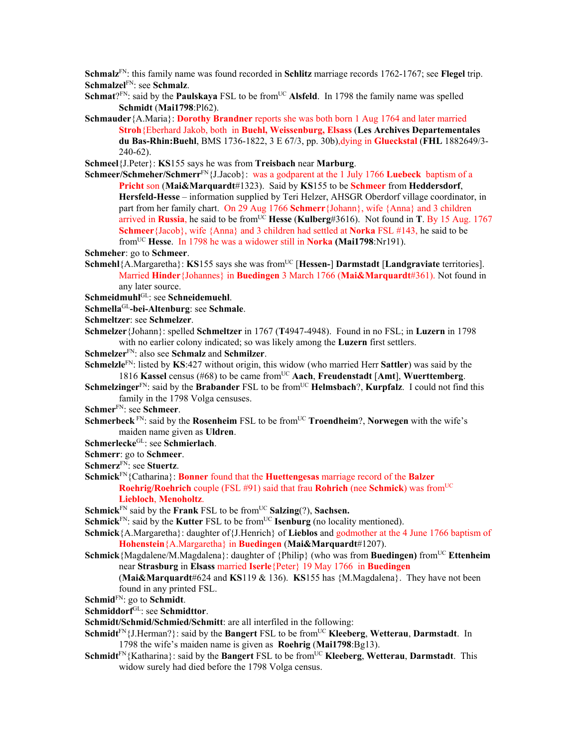**Schmalz**[FN]: this family name was found recorded in **Schlitz** marriage records 1762-1767; see **Flegel** trip.

**Schmalzel**[FN]: see **Schmalz**.

**Schmat**?[FN]: said by the **Paulskaya** FSL to be from[UC] **Alsfeld**. In 1798 the family name was spelled **Schmidt** (**Mai1798**:Pl62).

**Schmauder**{A.Maria}: **Dorothy Brandner** reports she was both born 1 Aug 1764 and later married **Stroh**{Eberhard Jakob, both in **Buehl, Weissenburg, Elsass** (**Les Archives Departementales du Bas-Rhin:Buehl**, BMS 1736-1822, 3 E 67/3, pp. 30b),dying in **Glueckstal** (**FHL** 1882649/3-240-62).

**Schmeel**{J.Peter}: **KS**155 says he was from **Treisbach** near **Marburg**.

**Schmeer/Schmeher/Schmerr**[FN]{J.Jacob}: was a godparent at the 1 July 1766 **Luebeck** baptism of a **Pricht** son (**Mai&Marquardt**#1323). Said by **KS**155 to be **Schmeer** from **Heddersdorf**, **Hersfeld-Hesse** – information supplied by Teri Helzer, AHSGR Oberdorf village coordinator, in part from her family chart. On 29 Aug 1766 **Schmerr**{Johann}, wife {Anna} and 3 children arrived in **Russia**, he said to be from[UC] **Hesse** (**Kulberg**#3616). Not found in **T**. By 15 Aug. 1767 **Schmeer**{Jacob}, wife {Anna} and 3 children had settled at **Norka** FSL #143, he said to be from[UC] **Hesse**. In 1798 he was a widower still in **Norka** (**Mai1798**:Nr191).

**Schmeher**: go to **Schmeer**.

**Schmehl**{A.Margaretha}: **KS**155 says she was from[UC] [**Hessen-**] **Darmstadt** [**Landgraviate** territories]. Married **Hinder**{Johannes} in **Buedingen** 3 March 1766 (**Mai&Marquardt**#361). Not found in any later source.

**Schmeidmuhl**[GL]: see **Schneidemuehl**.

**Schmella**[GL]**-bei-Altenburg**: see **Schmale**.

**Schmeltzer**: see **Schmelzer**.

**Schmelzer**{Johann}: spelled **Schmeltzer** in 1767 (**T**4947-4948). Found in no FSL; in **Luzern** in 1798 with no earlier colony indicated; so was likely among the **Luzern** first settlers.

**Schmelzer**[FN]: also see **Schmalz** and **Schmilzer**.

**Schmelzle**[FN]: listed by **KS**:427 without origin, this widow (who married Herr **Sattler**) was said by the 1816 **Kassel** census (#68) to be came from[UC] **Aach**, **Freudenstadt** [**Amt**], **Wuerttemberg**.

**Schmelzinger**[FN]: said by the **Brabander** FSL to be from[UC] **Helmsbach**?, **Kurpfalz**. I could not find this family in the 1798 Volga censuses.

**Schmer**[FN]: see **Schmeer**.

**Schmerbeck** [FN]: said by the **Rosenheim** FSL to be from[UC] **Troendheim**?, **Norwegen** with the wife's maiden name given as **Uldren**.

**Schmerlecke**[GL]: see **Schmierlach**.

**Schmerr**: go to **Schmeer**.

**Schmerz**[FN]: see **Stuertz**.

**Schmick**[FN]{Catharina}: **Bonner** found that the **Huettengesas** marriage record of the **Balzer Roehrig/Roehrich** couple (FSL #91) said that frau **Rohrich** (nee **Schmick**) was from[UC] **Liebloch**, **Menoholtz**.

**Schmick**[FN] said by the **Frank** FSL to be from[UC] **Salzing**(?), **Sachsen.**

**Schmick**[FN]: said by the **Kutter** FSL to be from[UC] **Isenburg** (no locality mentioned).

**Schmick**{A.Margaretha}: daughter of{J.Henrich} of **Lieblos** and godmother at the 4 June 1766 baptism of **Hohenstein**{A.Margaretha} in **Buedingen** (**Mai&Marquardt**#1207).

**Schmick**{Magdalene/M.Magdalena}: daughter of {Philip} (who was from **Buedingen)** from[UC] **Ettenheim** near **Strasburg** in **Elsass** married **Iserle**{Peter} 19 May 1766 in **Buedingen** (**Mai&Marquardt**#624 and **KS**119 & 136). **KS**155 has {M.Magdalena}. They have not been found in any printed FSL.

**Schmid**[FN]: go to **Schmidt**.

**Schmiddorf**[GL]: see **Schmidttor**.

**Schmidt/Schmid/Schmied/Schmitt**: are all interfiled in the following:

**Schmidt**[FN]{J.Herman?}: said by the **Bangert** FSL to be from[UC] **Kleeberg**, **Wetterau**, **Darmstadt**. In 1798 the wife's maiden name is given as **Roehrig** (**Mai1798**:Bg13).

**Schmidt**[FN]{Katharina}: said by the **Bangert** FSL to be from[UC] **Kleeberg**, **Wetterau**, **Darmstadt**. This widow surely had died before the 1798 Volga census.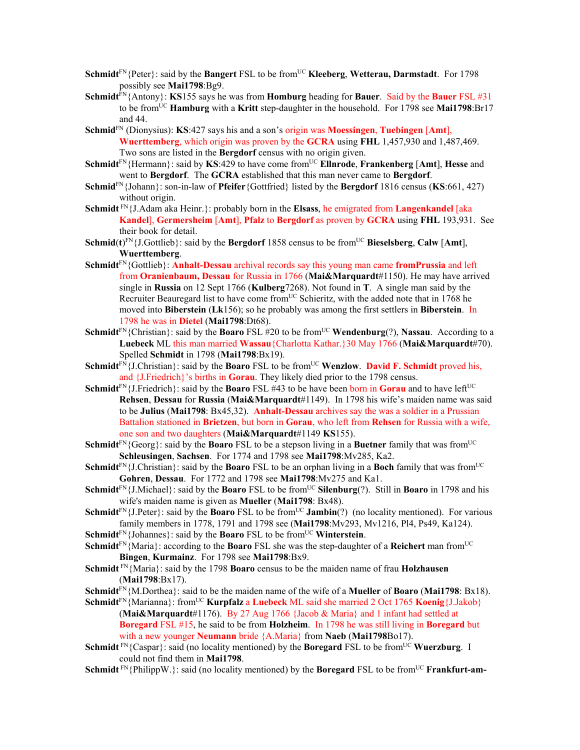**Schmidt**[FN]{Peter}: said by the **Bangert** FSL to be from[UC] **Kleeberg**, **Wetterau, Darmstadt**. For 1798 possibly see **Mai1798**:Bg9.

**Schmidt**[FN]{Antony}: **KS**155 says he was from **Homburg** heading for **Bauer**. Said by the **Bauer** FSL #31 to be from[UC] **Hamburg** with a **Kritt** step-daughter in the household. For 1798 see **Mai1798**:Br17 and 44.

**Schmid**[FN] (Dionysius): **KS**:427 says his and a son's origin was **Moessingen**, **Tuebingen** [**Amt**], **Wuerttemberg**, which origin was proven by the **GCRA** using **FHL** 1,457,930 and 1,487,469. Two sons are listed in the **Bergdorf** census with no origin given.

**Schmid**[FN]{Hermann}: said by **KS**:429 to have come from[UC] **Ellnrode**, **Frankenberg** [**Amt**], **Hesse** and went to **Bergdorf**. The **GCRA** established that this man never came to **Bergdorf**.

**Schmid**[FN]{Johann}: son-in-law of **Pfeifer**{Gottfried} listed by the **Bergdorf** 1816 census (**KS**:661, 427) without origin.

**Schmidt** [FN]{J.Adam aka Heinr.}: probably born in the **Elsass**, he emigrated from **Langenkandel** [aka **Kandel**], **Germersheim** [**Amt**], **Pfalz** to **Bergdorf** as proven by **GCRA** using **FHL** 193,931. See their book for detail.

**Schmid(t)**[FN]{J.Gottlieb}: said by the **Bergdorf** 1858 census to be from[UC] **Bieselsberg**, **Calw** [**Amt**], **Wuerttemberg**.

**Schmidt**[FN]{Gottlieb}: **Anhalt-Dessau** archival records say this young man came **fromPrussia** and left from **Oranienbaum, Dessau** for Russia in 1766 (**Mai&Marquardt**#1150). He may have arrived single in **Russia** on 12 Sept 1766 (**Kulberg**7268). Not found in **T**. A single man said by the Recruiter Beauregard list to have come from[UC] Schieritz, with the added note that in 1768 he moved into **Biberstein** (**Lk**156); so he probably was among the first settlers in **Biberstein**. In 1798 he was in **Dietel** (**Mai1798**:Dt68).

**Schmidt**[FN]{Christian}: said by the **Boaro** FSL #20 to be from[UC] **Wendenburg**(?), **Nassau**. According to a **Luebeck** ML this man married **Wassau**{Charlotta Kathar.}30 May 1766 (**Mai&Marquardt**#70). Spelled **Schmidt** in 1798 (**Mai1798**:Bx19).

**Schmidt**[FN]{J.Christian}: said by the **Boaro** FSL to be from[UC] **Wenzlow**. **David F. Schmidt** proved his, and {J.Friedrich}'s births in **Gorau**. They likely died prior to the 1798 census.

**Schmidt**[FN]{J.Friedrich}: said by the **Boaro** FSL #43 to be have been born in **Gorau** and to have left[UC] **Rehsen**, **Dessau** for **Russia** (**Mai&Marquardt**#1149). In 1798 his wife's maiden name was said to be **Julius** (**Mai1798**: Bx45,32). **Anhalt-Dessau** archives say the was a soldier in a Prussian Battalion stationed in **Brietzen**, but born in **Gorau**, who left from **Rehsen** for Russia with a wife, one son and two daughters (**Mai&Marquardt**#1149 **KS**155).

**Schmidt**[FN]{Georg}: said by the **Boaro** FSL to be a stepson living in a **Buetner** family that was from[UC] **Schleusingen**, **Sachsen**. For 1774 and 1798 see **Mai1798**:Mv285, Ka2.

**Schmidt**[FN]{J.Christian}: said by the **Boaro** FSL to be an orphan living in a **Boch** family that was from[UC] **Gohren**, **Dessau**. For 1772 and 1798 see **Mai1798**:Mv275 and Ka1.

**Schmidt**[FN]{J.Michael}: said by the **Boaro** FSL to be from[UC] **Silenburg**(?). Still in **Boaro** in 1798 and his wife's maiden name is given as **Mueller** (**Mai1798**: Bx48).

**Schmidt**[FN]{J.Peter}: said by the **Boaro** FSL to be from[UC] **Jambin**(?) (no locality mentioned). For various family members in 1778, 1791 and 1798 see (**Mai1798**:Mv293, Mv1216, Pl4, Ps49, Ka124).

**Schmidt**[FN]{Johannes}: said by the **Boaro** FSL to be from[UC] **Winterstein**.

**Schmidt**[FN]{Maria}: according to the **Boaro** FSL she was the step-daughter of a **Reichert** man from[UC] **Bingen**, **Kurmainz**. For 1798 see **Mai1798**:Bx9.

**Schmidt** [FN]{Maria}: said by the 1798 **Boaro** census to be the maiden name of frau **Holzhausen** (**Mai1798**:Bx17).

**Schmidt**[FN]{M.Dorthea}: said to be the maiden name of the wife of a **Mueller** of **Boaro** (**Mai1798**: Bx18).

**Schmidt**[FN]{Marianna}: from[UC] **Kurpfalz** a **Luebeck** ML said she married 2 Oct 1765 **Koenig**{J.Jakob} (**Mai&Marquardt**#1176). By 27 Aug 1766 {Jacob & Maria} and 1 infant had settled at **Boregard** FSL #15, he said to be from **Holzheim**. In 1798 he was still living in **Boregard** but with a new younger **Neumann** bride {A.Maria} from **Naeb** (**Mai1798**Bo17).

**Schmidt** [FN]{Caspar}: said (no locality mentioned) by the **Boregard** FSL to be from[UC] **Wuerzburg**. I could not find them in **Mai1798**.

**Schmidt** [FN]{PhilippW.}: said (no locality mentioned) by the **Boregard** FSL to be from[UC] **Frankfurt-am-**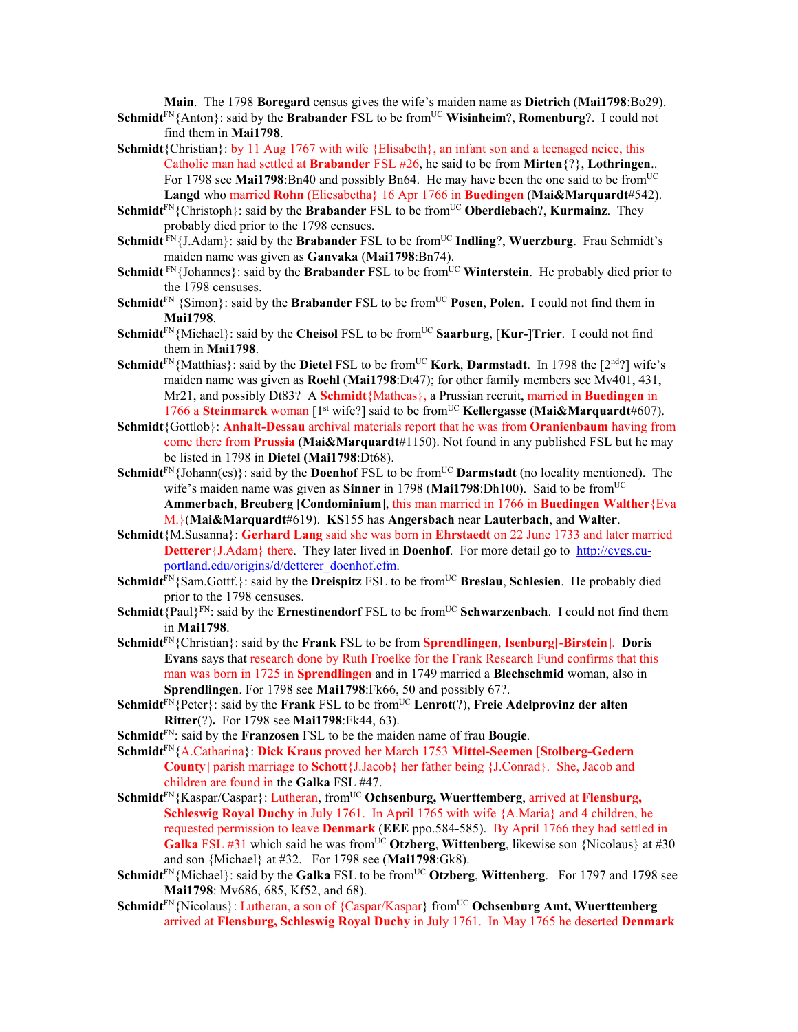**Main**. The 1798 **Boregard** census gives the wife's maiden name as **Dietrich** (**Mai1798**:Bo29).

**Schmidt**[FN]{Anton}: said by the **Brabander** FSL to be from[UC] **Wisinheim**?, **Romenburg**?. I could not find them in **Mai1798**.

**Schmidt**{Christian}: by 11 Aug 1767 with wife {Elisabeth}, an infant son and a teenaged neice, this Catholic man had settled at **Brabander** FSL #26, he said to be from **Mirten**{?}, **Lothringen**.. For 1798 see **Mai1798**:Bn40 and possibly Bn64. He may have been the one said to be from[UC] **Langd** who married **Rohn** (Eliesabetha} 16 Apr 1766 in **Buedingen** (**Mai&Marquardt**#542).

**Schmidt**[FN]{Christoph}: said by the **Brabander** FSL to be from[UC] **Oberdiebach**?, **Kurmainz**. They probably died prior to the 1798 censuses.

**Schmidt** [FN]{J.Adam}: said by the **Brabander** FSL to be from[UC] **Indling**?, **Wuerzburg**. Frau Schmidt's maiden name was given as **Ganvaka** (**Mai1798**:Bn74).

**Schmidt** [FN]{Johannes}: said by the **Brabander** FSL to be from[UC] **Winterstein**. He probably died prior to the 1798 censuses.

**Schmidt**[FN] {Simon}: said by the **Brabander** FSL to be from[UC] **Posen**, **Polen**. I could not find them in **Mai1798**.

**Schmidt**[FN]{Michael}: said by the **Cheisol** FSL to be from[UC] **Saarburg**, [**Kur-**]**Trier**. I could not find them in **Mai1798**.

**Schmidt**[FN]{Matthias}: said by the **Dietel** FSL to be from[UC] **Kork**, **Darmstadt**. In 1798 the [2[nd]?] wife's maiden name was given as **Roehl** (**Mai1798**:Dt47); for other family members see Mv401, 431, Mr21, and possibly Dt83? A **Schmidt**{Matheas}, a Prussian recruit, married in **Buedingen** in 1766 a **Steinmarck** woman [1[st] wife?] said to be from[UC] **Kellergasse** (**Mai&Marquardt**#607).

**Schmidt**{Gottlob}: **Anhalt-Dessau** archival materials report that he was from **Oranienbaum** having from come there from **Prussia** (**Mai&Marquardt**#1150). Not found in any published FSL but he may be listed in 1798 in **Dietel** (**Mai1798**:Dt68).

**Schmidt**[FN]{Johann(es)}: said by the **Doenhof** FSL to be from[UC] **Darmstadt** (no locality mentioned). The wife's maiden name was given as **Sinner** in 1798 (**Mai1798**:Dh100). Said to be from[UC] **Ammerbach**, **Breuberg** [**Condominium**], this man married in 1766 in **Buedingen Walther**{Eva M.}(**Mai&Marquardt**#619). **KS**155 has **Angersbach** near **Lauterbach**, and **Walter**.

**Schmidt**{M.Susanna}: **Gerhard Lang** said she was born in **Ehrstaedt** on 22 June 1733 and later married **Detterer**{J.Adam} there. They later lived in **Doenhof**. For more detail go to http://cvgs.cu-portland.edu/origins/d/detterer_doenhof.cfm.

**Schmidt**[FN]{Sam.Gottf.}: said by the **Dreispitz** FSL to be from[UC] **Breslau**, **Schlesien**. He probably died prior to the 1798 censuses.

**Schmidt**{Paul}[FN]: said by the **Ernestinendorf** FSL to be from[UC] **Schwarzenbach**. I could not find them in **Mai1798**.

**Schmidt**[FN]{Christian}: said by the **Frank** FSL to be from **Sprendlingen**, **Isenburg**[-**Birstein**]. **Doris Evans** says that research done by Ruth Froelke for the Frank Research Fund confirms that this man was born in 1725 in **Sprendlingen** and in 1749 married a **Blechschmid** woman, also in **Sprendlingen**. For 1798 see **Mai1798**:Fk66, 50 and possibly 67?.

**Schmidt**[FN]{Peter}: said by the **Frank** FSL to be from[UC] **Lenrot**(?), **Freie Adelprovinz der alten Ritter**(?)**.** For 1798 see **Mai1798**:Fk44, 63).

**Schmidt**[FN]: said by the **Franzosen** FSL to be the maiden name of frau **Bougie**.

**Schmidt**[FN]{A.Catharina}: **Dick Kraus** proved her March 1753 **Mittel-Seemen** [**Stolberg-Gedern County**] parish marriage to **Schott**{J.Jacob} her father being {J.Conrad}. She, Jacob and children are found in the **Galka** FSL #47.

**Schmidt**[FN]{Kaspar/Caspar}: Lutheran, from[UC] **Ochsenburg, Wuerttemberg**, arrived at **Flensburg, Schleswig Royal Duchy** in July 1761. In April 1765 with wife {A.Maria} and 4 children, he requested permission to leave **Denmark** (**EEE** ppo.584-585). By April 1766 they had settled in **Galka** FSL #31 which said he was from[UC] **Otzberg**, **Wittenberg**, likewise son {Nicolaus} at #30 and son {Michael} at #32. For 1798 see (**Mai1798**:Gk8).

**Schmidt**[FN]{Michael}: said by the **Galka** FSL to be from[UC] **Otzberg**, **Wittenberg**. For 1797 and 1798 see **Mai1798**: Mv686, 685, Kf52, and 68).

**Schmidt**[FN]{Nicolaus}: Lutheran, a son of {Caspar/Kaspar} from[UC] **Ochsenburg Amt, Wuerttemberg** arrived at **Flensburg, Schleswig Royal Duchy** in July 1761. In May 1765 he deserted **Denmark**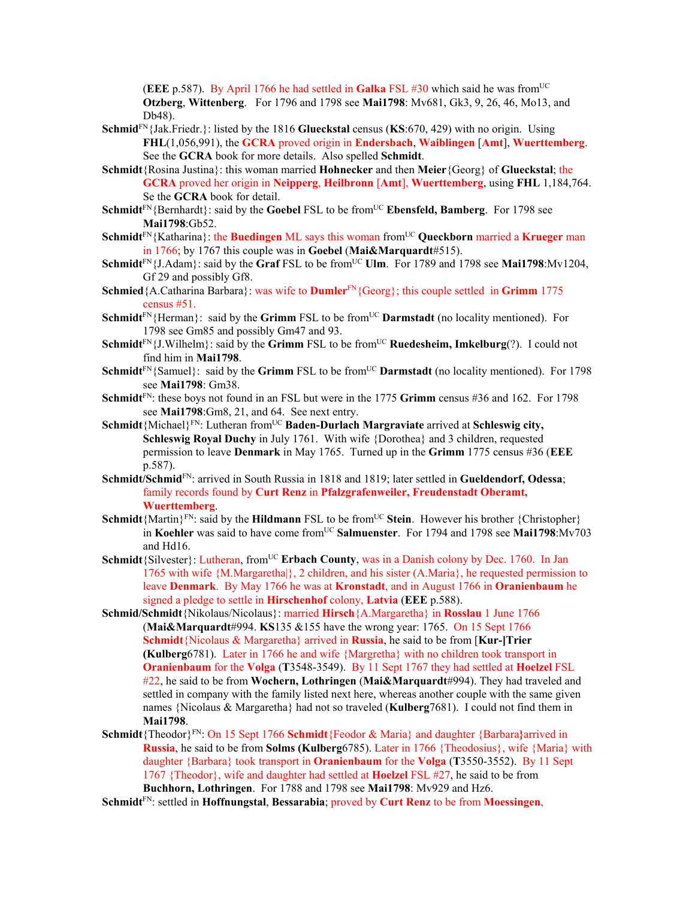(**EEE** p.587). By April 1766 he had settled in **Galka** FSL #30 which said he was from[UC] **Otzberg**, **Wittenberg**. For 1796 and 1798 see **Mai1798**: Mv681, Gk3, 9, 26, 46, Mo13, and Db48).

**Schmid**[FN]{Jak.Friedr.}: listed by the 1816 **Glueckstal** census (**KS**:670, 429) with no origin. Using **FHL**(1,056,991), the **GCRA** proved origin in **Endersbach**, **Waiblingen** [**Amt**], **Wuerttemberg**. See the **GCRA** book for more details. Also spelled **Schmidt**.

**Schmidt**{Rosina Justina}: this woman married **Hohnecker** and then **Meier**{Georg} of **Glueckstal**; the **GCRA** proved her origin in **Neipperg**, **Heilbronn** [**Amt**], **Wuerttemberg**, using **FHL** 1,184,764. Se the **GCRA** book for detail.

**Schmidt**[FN]{Bernhardt}: said by the **Goebel** FSL to be from[UC] **Ebensfeld, Bamberg**. For 1798 see **Mai1798**:Gb52.

**Schmidt**[FN]{Katharina}: the **Buedingen** ML says this woman from[UC] **Queckborn** married a **Krueger** man in 1766; by 1767 this couple was in **Goebel** (**Mai&Marquardt**#515).

**Schmidt**[FN]{J.Adam}: said by the **Graf** FSL to be from[UC] **Ulm**. For 1789 and 1798 see **Mai1798**:Mv1204, Gf 29 and possibly Gf8.

**Schmied**{A.Catharina Barbara}: was wife to **Dumler**[FN]{Georg}; this couple settled in **Grimm** 1775 census #51.

**Schmidt**[FN]{Herman}: said by the **Grimm** FSL to be from[UC] **Darmstadt** (no locality mentioned). For 1798 see Gm85 and possibly Gm47 and 93.

**Schmidt**[FN]{J.Wilhelm}: said by the **Grimm** FSL to be from[UC] **Ruedesheim, Imkelburg**(?). I could not find him in **Mai1798**.

**Schmidt**[FN]{Samuel}: said by the **Grimm** FSL to be from[UC] **Darmstadt** (no locality mentioned). For 1798 see **Mai1798**: Gm38.

**Schmidt**[FN]: these boys not found in an FSL but were in the 1775 **Grimm** census #36 and 162. For 1798 see **Mai1798**:Gm8, 21, and 64. See next entry.

**Schmidt**{Michael}[FN]: Lutheran from[UC] **Baden-Durlach Margraviate** arrived at **Schleswig city, Schleswig Royal Duchy** in July 1761. With wife {Dorothea} and 3 children, requested permission to leave **Denmark** in May 1765. Turned up in the **Grimm** 1775 census #36 (**EEE** p.587).

**Schmidt/Schmid**[FN]: arrived in South Russia in 1818 and 1819; later settled in **Gueldendorf, Odessa**; family records found by **Curt Renz** in **Pfalzgrafenweiler, Freudenstadt Oberamt, Wuerttemberg**.

**Schmidt**{Martin}[FN]: said by the **Hildmann** FSL to be from[UC] **Stein**. However his brother {Christopher} in **Koehler** was said to have come from[UC] **Salmuenster**. For 1794 and 1798 see **Mai1798**:Mv703 and Hd16.

**Schmidt**{Silvester}: Lutheran, from[UC] **Erbach County**, was in a Danish colony by Dec. 1760. In Jan 1765 with wife {M.Margaretha|}, 2 children, and his sister (A.Maria}, he requested permission to leave **Denmark**. By May 1766 he was at **Kronstadt**, and in August 1766 in **Oranienbaum** he signed a pledge to settle in **Hirschenhof** colony, **Latvia** (**EEE** p.588).

**Schmid/Schmidt**{Nikolaus/Nicolaus}: married **Hirsch**{A.Margaretha} in **Rosslau** 1 June 1766 (**Mai&Marquardt**#994. **KS**135 &155 have the wrong year: 1765. On 15 Sept 1766 **Schmidt**{Nicolaus & Margaretha} arrived in **Russia**, he said to be from [**Kur-]Trier (Kulberg**6781). Later in 1766 he and wife {Margretha} with no children took transport in **Oranienbaum** for the **Volga** (**T**3548-3549). By 11 Sept 1767 they had settled at **Hoelzel** FSL #22, he said to be from **Wochern, Lothringen** (**Mai&Marquardt**#994). They had traveled and settled in company with the family listed next here, whereas another couple with the same given names {Nicolaus & Margaretha} had not so traveled (**Kulberg**7681). I could not find them in **Mai1798**.

**Schmidt**{Theodor}[FN]: On 15 Sept 1766 **Schmidt**{Feodor & Maria} and daughter {Barbara**}**arrived in **Russia**, he said to be from **Solms (Kulberg**6785). Later in 1766 {Theodosius}, wife {Maria} with daughter {Barbara} took transport in **Oranienbaum** for the **Volga** (**T**3550-3552). By 11 Sept 1767 {Theodor}, wife and daughter had settled at **Hoelzel** FSL #27, he said to be from **Buchhorn, Lothringen**. For 1788 and 1798 see **Mai1798**: Mv929 and Hz6.

**Schmidt**[FN]: settled in **Hoffnungstal**, **Bessarabia**; proved by **Curt Renz** to be from **Moessingen**,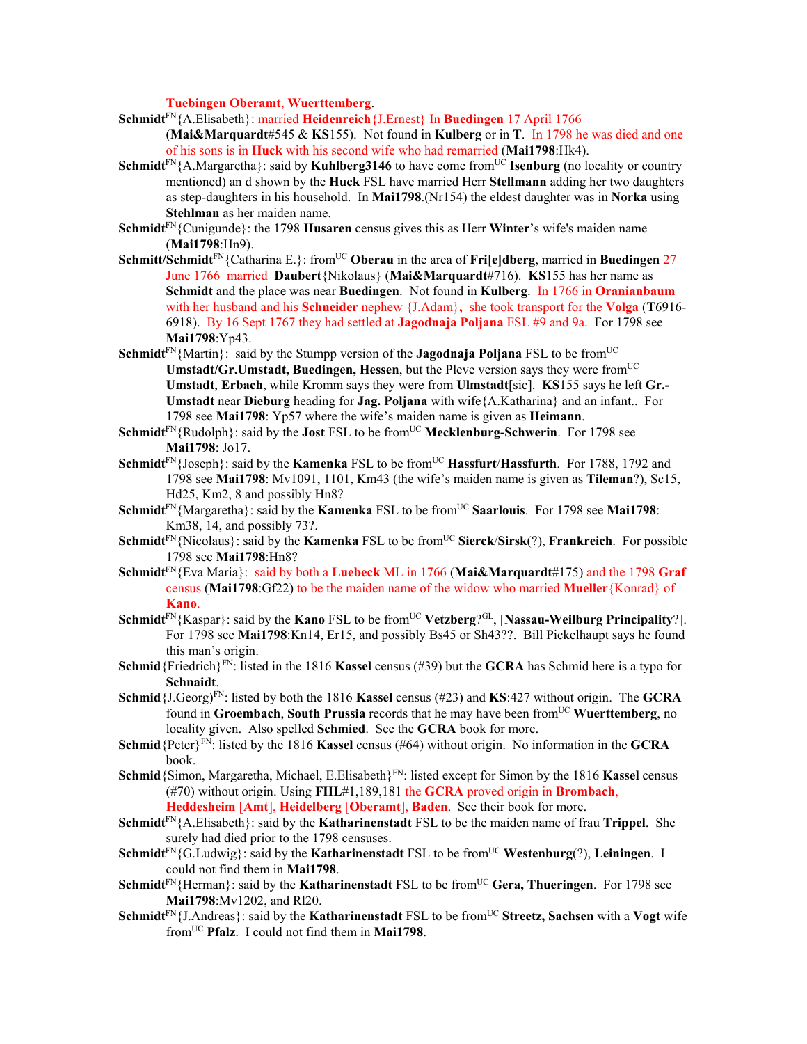**Tuebingen Oberamt**, **Wuerttemberg**.

**Schmidt**[FN]{A.Elisabeth}: married **Heidenreich**{J.Ernest} In **Buedingen** 17 April 1766 (**Mai&Marquardt**#545 & **KS**155). Not found in **Kulberg** or in **T**. In 1798 he was died and one of his sons is in **Huck** with his second wife who had remarried (**Mai1798**:Hk4).

**Schmidt**[FN]{A.Margaretha}: said by **Kuhlberg3146** to have come from[UC] **Isenburg** (no locality or country mentioned) an d shown by the **Huck** FSL have married Herr **Stellmann** adding her two daughters as step-daughters in his household. In **Mai1798**.(Nr154) the eldest daughter was in **Norka** using **Stehlman** as her maiden name.

**Schmidt**[FN]{Cunigunde}: the 1798 **Husaren** census gives this as Herr **Winter**'s wife's maiden name (**Mai1798**:Hn9).

**Schmitt/Schmidt**[FN]{Catharina E.}: from[UC] **Oberau** in the area of **Fri[e]dberg**, married in **Buedingen** 27 June 1766 married **Daubert**{Nikolaus} (**Mai&Marquardt**#716). **KS**155 has her name as **Schmidt** and the place was near **Buedingen**. Not found in **Kulberg**. In 1766 in **Oranianbaum** with her husband and his **Schneider** nephew {J.Adam}**,** she took transport for the **Volga** (**T**6916-6918). By 16 Sept 1767 they had settled at **Jagodnaja Poljana** FSL #9 and 9a. For 1798 see **Mai1798**:Yp43.

**Schmidt**[FN]{Martin}: said by the Stumpp version of the **Jagodnaja Poljana** FSL to be from[UC] **Umstadt/Gr.Umstadt, Buedingen, Hessen**, but the Pleve version says they were from[UC] **Umstadt**, **Erbach**, while Kromm says they were from **Ulmstadt**[sic]. **KS**155 says he left **Gr.-Umstadt** near **Dieburg** heading for **Jag. Poljana** with wife{A.Katharina} and an infant.. For 1798 see **Mai1798**: Yp57 where the wife's maiden name is given as **Heimann**.

**Schmidt**[FN]{Rudolph}: said by the **Jost** FSL to be from[UC] **Mecklenburg-Schwerin**. For 1798 see **Mai1798**: Jo17.

**Schmidt**[FN]{Joseph}: said by the **Kamenka** FSL to be from[UC] **Hassfurt**/**Hassfurth**. For 1788, 1792 and 1798 see **Mai1798**: Mv1091, 1101, Km43 (the wife's maiden name is given as **Tileman**?), Sc15, Hd25, Km2, 8 and possibly Hn8?

**Schmidt**[FN]{Margaretha}: said by the **Kamenka** FSL to be from[UC] **Saarlouis**. For 1798 see **Mai1798**: Km38, 14, and possibly 73?.

**Schmidt**[FN]{Nicolaus}: said by the **Kamenka** FSL to be from[UC] **Sierck**/**Sirsk**(?), **Frankreich**. For possible 1798 see **Mai1798**:Hn8?

**Schmidt**[FN]{Eva Maria}: said by both a **Luebeck** ML in 1766 (**Mai&Marquardt**#175) and the 1798 **Graf** census (**Mai1798**:Gf22) to be the maiden name of the widow who married **Mueller**{Konrad} of **Kano**.

**Schmidt**[FN]{Kaspar}: said by the **Kano** FSL to be from[UC] **Vetzberg**?[GL], [**Nassau-Weilburg Principality**?]. For 1798 see **Mai1798**:Kn14, Er15, and possibly Bs45 or Sh43??. Bill Pickelhaupt says he found this man's origin.

**Schmid**{Friedrich}[FN]: listed in the 1816 **Kassel** census (#39) but the **GCRA** has Schmid here is a typo for **Schnaidt**.

**Schmid**{J.Georg)[FN]: listed by both the 1816 **Kassel** census (#23) and **KS**:427 without origin. The **GCRA** found in **Groembach**, **South Prussia** records that he may have been from[UC] **Wuerttemberg**, no locality given. Also spelled **Schmied**. See the **GCRA** book for more.

**Schmid**{Peter}[FN]: listed by the 1816 **Kassel** census (#64) without origin. No information in the **GCRA** book.

**Schmid**{Simon, Margaretha, Michael, E.Elisabeth}[FN]: listed except for Simon by the 1816 **Kassel** census (#70) without origin. Using **FHL**#1,189,181 the **GCRA** proved origin in **Brombach**, **Heddesheim** [**Amt**], **Heidelberg** [**Oberamt**], **Baden**. See their book for more.

**Schmidt**[FN]{A.Elisabeth}: said by the **Katharinenstadt** FSL to be the maiden name of frau **Trippel**. She surely had died prior to the 1798 censuses.

**Schmidt**[FN]{G.Ludwig}: said by the **Katharinenstadt** FSL to be from[UC] **Westenburg**(?), **Leiningen**. I could not find them in **Mai1798**.

**Schmidt**[FN]{Herman}: said by the **Katharinenstadt** FSL to be from[UC] **Gera, Thueringen**. For 1798 see **Mai1798**:Mv1202, and Rl20.

**Schmidt**[FN]{J.Andreas}: said by the **Katharinenstadt** FSL to be from[UC] **Streetz, Sachsen** with a **Vogt** wife from[UC] **Pfalz**. I could not find them in **Mai1798**.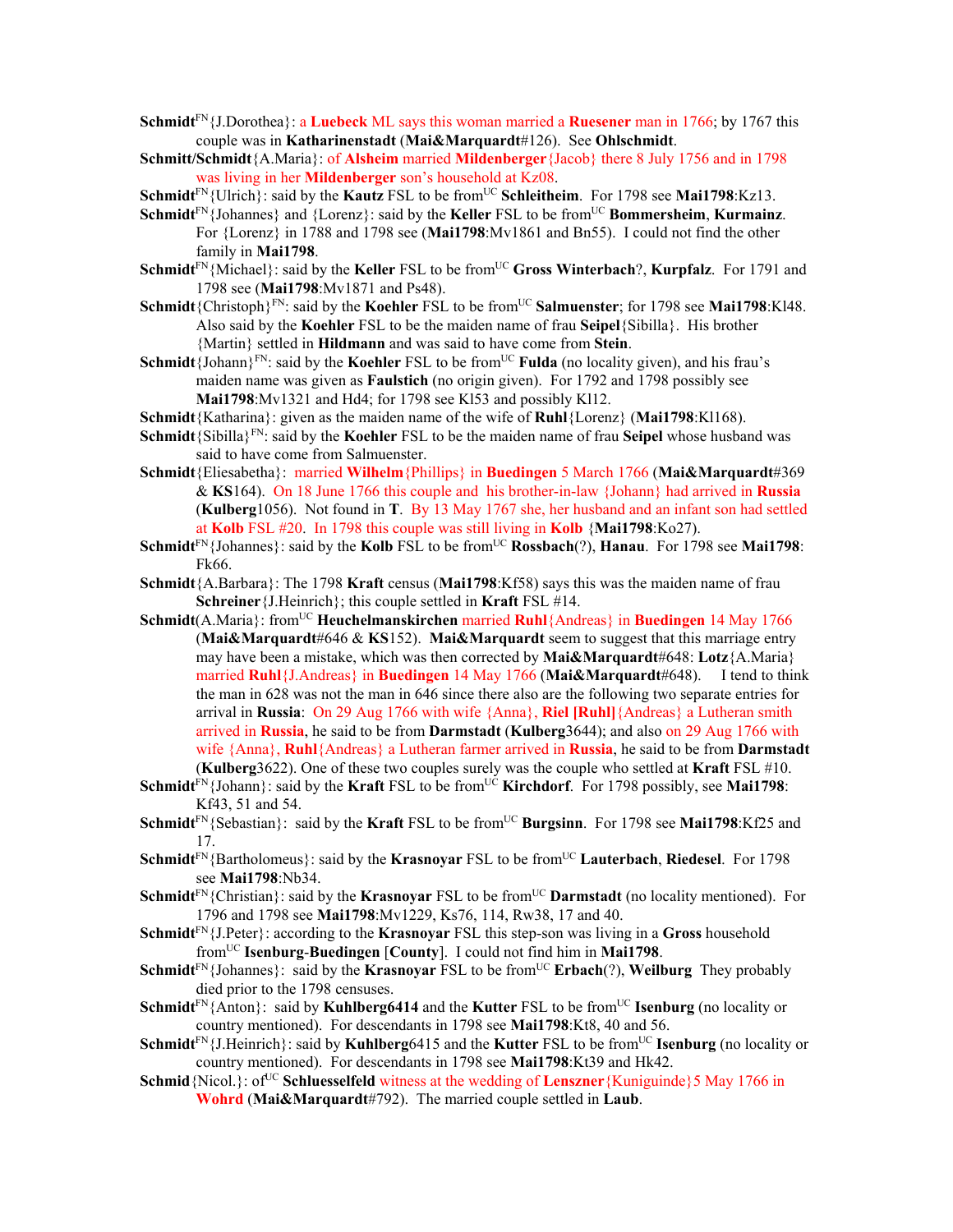**Schmidt**[FN]{J.Dorothea}: a **Luebeck** ML says this woman married a **Ruesener** man in 1766; by 1767 this couple was in **Katharinenstadt** (**Mai&Marquardt**#126). See **Ohlschmidt**.

**Schmitt/Schmidt**{A.Maria}: of **Alsheim** married **Mildenberger**{Jacob} there 8 July 1756 and in 1798 was living in her **Mildenberger** son's household at Kz08.

**Schmidt**[FN]{Ulrich}: said by the **Kautz** FSL to be from[UC] **Schleitheim**. For 1798 see **Mai1798**:Kz13.

**Schmidt**[FN]{Johannes} and {Lorenz}: said by the **Keller** FSL to be from[UC] **Bommersheim**, **Kurmainz**. For {Lorenz} in 1788 and 1798 see (**Mai1798**:Mv1861 and Bn55). I could not find the other family in **Mai1798**.

**Schmidt**[FN]{Michael}: said by the **Keller** FSL to be from[UC] **Gross Winterbach**?, **Kurpfalz**. For 1791 and 1798 see (**Mai1798**:Mv1871 and Ps48).

**Schmidt**{Christoph}[FN]: said by the **Koehler** FSL to be from[UC] **Salmuenster**; for 1798 see **Mai1798**:Kl48. Also said by the **Koehler** FSL to be the maiden name of frau **Seipel**{Sibilla}. His brother {Martin} settled in **Hildmann** and was said to have come from **Stein**.

**Schmidt**{Johann}[FN]: said by the **Koehler** FSL to be from[UC] **Fulda** (no locality given), and his frau's maiden name was given as **Faulstich** (no origin given). For 1792 and 1798 possibly see **Mai1798**:Mv1321 and Hd4; for 1798 see Kl53 and possibly Kl12.

**Schmidt**{Katharina}: given as the maiden name of the wife of **Ruhl**{Lorenz} (**Mai1798**:Kl168).

**Schmidt**{Sibilla}[FN]: said by the **Koehler** FSL to be the maiden name of frau **Seipel** whose husband was said to have come from Salmuenster.

**Schmidt**{Eliesabetha}: married **Wilhelm**{Phillips} in **Buedingen** 5 March 1766 (**Mai&Marquardt**#369 & **KS**164). On 18 June 1766 this couple and his brother-in-law {Johann} had arrived in **Russia** (**Kulberg**1056). Not found in **T**. By 13 May 1767 she, her husband and an infant son had settled at **Kolb** FSL #20. In 1798 this couple was still living in **Kolb** {**Mai1798**:Ko27).

**Schmidt**[FN]{Johannes}: said by the **Kolb** FSL to be from[UC] **Rossbach**(?), **Hanau**. For 1798 see **Mai1798**: Fk66.

**Schmidt**{A.Barbara}: The 1798 **Kraft** census (**Mai1798**:Kf58) says this was the maiden name of frau **Schreiner**{J.Heinrich}; this couple settled in **Kraft** FSL #14.

**Schmidt**(A.Maria}: from[UC] **Heuchelmanskirchen** married **Ruhl**{Andreas} in **Buedingen** 14 May 1766 (**Mai&Marquardt**#646 & **KS**152). **Mai&Marquardt** seem to suggest that this marriage entry may have been a mistake, which was then corrected by **Mai&Marquardt**#648: **Lotz**{A.Maria} married **Ruhl**{J.Andreas} in **Buedingen** 14 May 1766 (**Mai&Marquardt**#648). I tend to think the man in 628 was not the man in 646 since there also are the following two separate entries for arrival in **Russia**: On 29 Aug 1766 with wife {Anna}, **Riel [Ruhl]**{Andreas} a Lutheran smith arrived in **Russia**, he said to be from **Darmstadt** (**Kulberg**3644); and also on 29 Aug 1766 with wife {Anna}, **Ruhl**{Andreas} a Lutheran farmer arrived in **Russia**, he said to be from **Darmstadt** (**Kulberg**3622). One of these two couples surely was the couple who settled at **Kraft** FSL #10.

**Schmidt**[FN]{Johann}: said by the **Kraft** FSL to be from[UC] **Kirchdorf**. For 1798 possibly, see **Mai1798**: Kf43, 51 and 54.

**Schmidt**[FN]{Sebastian}: said by the **Kraft** FSL to be from[UC] **Burgsinn**. For 1798 see **Mai1798**:Kf25 and 17.

**Schmidt**[FN]{Bartholomeus}: said by the **Krasnoyar** FSL to be from[UC] **Lauterbach**, **Riedesel**. For 1798 see **Mai1798**:Nb34.

**Schmidt**[FN]{Christian}: said by the **Krasnoyar** FSL to be from[UC] **Darmstadt** (no locality mentioned). For 1796 and 1798 see **Mai1798**:Mv1229, Ks76, 114, Rw38, 17 and 40.

**Schmidt**[FN]{J.Peter}: according to the **Krasnoyar** FSL this step-son was living in a **Gross** household from[UC] **Isenburg**-**Buedingen** [**County**]. I could not find him in **Mai1798**.

**Schmidt**[FN]{Johannes}: said by the **Krasnoyar** FSL to be from[UC] **Erbach**(?), **Weilburg** They probably died prior to the 1798 censuses.

**Schmidt**[FN]{Anton}: said by **Kuhlberg6414** and the **Kutter** FSL to be from[UC] **Isenburg** (no locality or country mentioned). For descendants in 1798 see **Mai1798**:Kt8, 40 and 56.

**Schmidt**[FN]{J.Heinrich}: said by **Kuhlberg**6415 and the **Kutter** FSL to be from[UC] **Isenburg** (no locality or country mentioned). For descendants in 1798 see **Mai1798**:Kt39 and Hk42.

**Schmid**{Nicol.}: of[UC] **Schluesselfeld** witness at the wedding of **Lenszner**{Kuniguinde}5 May 1766 in **Wohrd** (**Mai&Marquardt**#792). The married couple settled in **Laub**.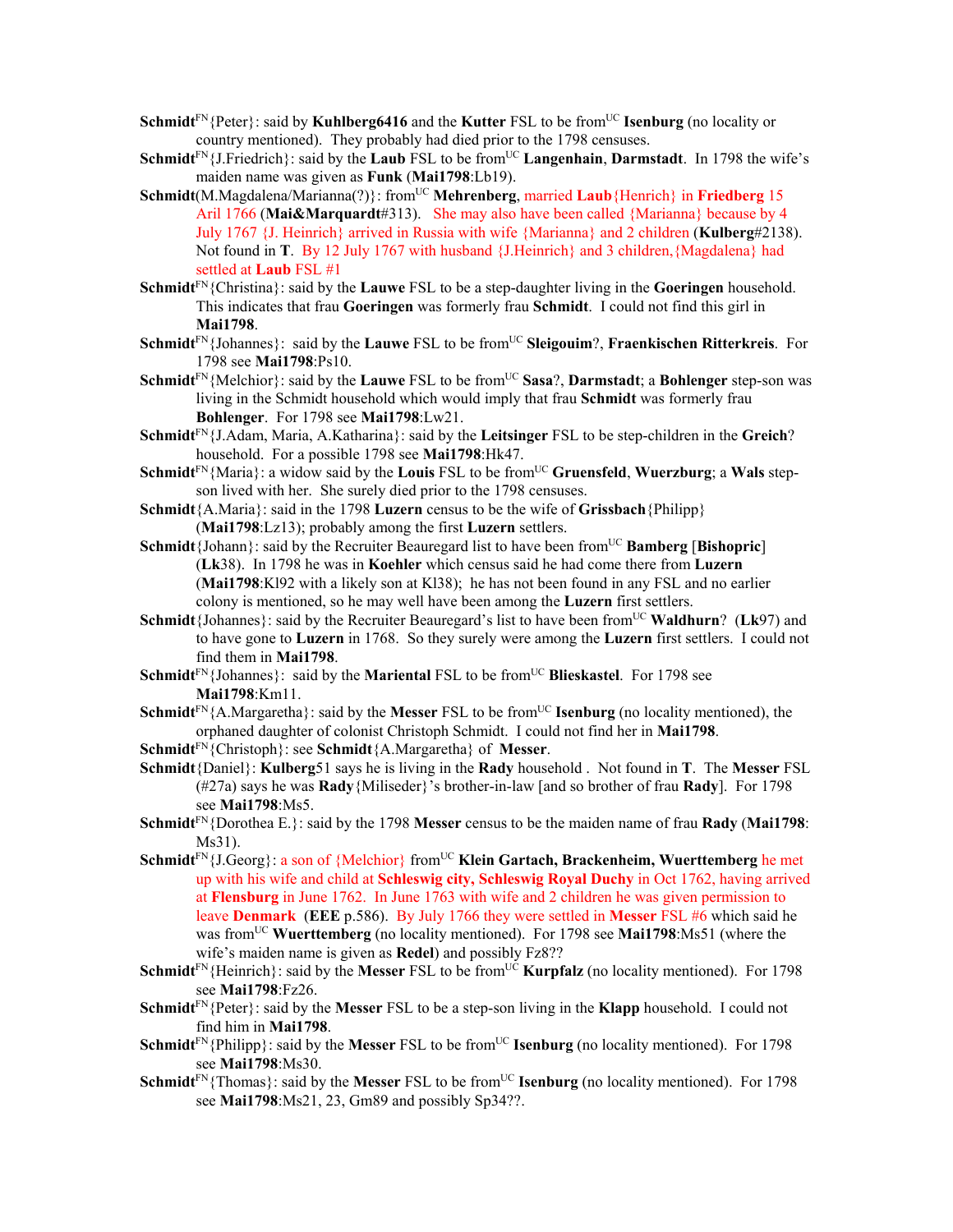**Schmidt**FN{Peter}: said by **Kuhlberg6416** and the **Kutter** FSL to be fromUC **Isenburg** (no locality or country mentioned). They probably had died prior to the 1798 censuses.

**Schmidt**FN{J.Friedrich}: said by the **Laub** FSL to be fromUC **Langenhain**, **Darmstadt**. In 1798 the wife's maiden name was given as **Funk** (**Mai1798**:Lb19).

**Schmidt**(M.Magdalena/Marianna(?)}: fromUC **Mehrenberg**, married **Laub**{Henrich} in **Friedberg** 15 Aril 1766 (**Mai&Marquardt**#313). She may also have been called {Marianna} because by 4 July 1767 {J. Heinrich} arrived in Russia with wife {Marianna} and 2 children (**Kulberg**#2138). Not found in **T**. By 12 July 1767 with husband {J.Heinrich} and 3 children,{Magdalena} had settled at **Laub** FSL #1

**Schmidt**FN{Christina}: said by the **Lauwe** FSL to be a step-daughter living in the **Goeringen** household. This indicates that frau **Goeringen** was formerly frau **Schmidt**. I could not find this girl in **Mai1798**.

**Schmidt**FN{Johannes}: said by the **Lauwe** FSL to be fromUC **Sleigouim**?, **Fraenkischen Ritterkreis**. For 1798 see **Mai1798**:Ps10.

**Schmidt**FN{Melchior}: said by the **Lauwe** FSL to be fromUC **Sasa**?, **Darmstadt**; a **Bohlenger** step-son was living in the Schmidt household which would imply that frau **Schmidt** was formerly frau **Bohlenger**. For 1798 see **Mai1798**:Lw21.

**Schmidt**FN{J.Adam, Maria, A.Katharina}: said by the **Leitsinger** FSL to be step-children in the **Greich**? household. For a possible 1798 see **Mai1798**:Hk47.

**Schmidt**FN{Maria}: a widow said by the **Louis** FSL to be fromUC **Gruensfeld**, **Wuerzburg**; a **Wals** step-son lived with her. She surely died prior to the 1798 censuses.

**Schmidt**{A.Maria}: said in the 1798 **Luzern** census to be the wife of **Grissbach**{Philipp} (**Mai1798**:Lz13); probably among the first **Luzern** settlers.

**Schmidt**{Johann}: said by the Recruiter Beauregard list to have been fromUC **Bamberg** [**Bishopric**] (**Lk**38). In 1798 he was in **Koehler** which census said he had come there from **Luzern** (**Mai1798**:Kl92 with a likely son at Kl38); he has not been found in any FSL and no earlier colony is mentioned, so he may well have been among the **Luzern** first settlers.

**Schmidt**{Johannes}: said by the Recruiter Beauregard's list to have been fromUC **Waldhurn**? (**Lk**97) and to have gone to **Luzern** in 1768. So they surely were among the **Luzern** first settlers. I could not find them in **Mai1798**.

**Schmidt**FN{Johannes}: said by the **Mariental** FSL to be fromUC **Blieskastel**. For 1798 see **Mai1798**:Km11.

**Schmidt**FN{A.Margaretha}: said by the **Messer** FSL to be fromUC **Isenburg** (no locality mentioned), the orphaned daughter of colonist Christoph Schmidt. I could not find her in **Mai1798**.

**Schmidt**FN{Christoph}: see **Schmidt**{A.Margaretha} of **Messer**.

**Schmidt**{Daniel}: **Kulberg**51 says he is living in the **Rady** household . Not found in **T**. The **Messer** FSL (#27a) says he was **Rady**{Miliseder}'s brother-in-law [and so brother of frau **Rady**]. For 1798 see **Mai1798**:Ms5.

**Schmidt**FN{Dorothea E.}: said by the 1798 **Messer** census to be the maiden name of frau **Rady** (**Mai1798**: Ms31).

**Schmidt**FN{J.Georg}: a son of {Melchior} fromUC **Klein Gartach, Brackenheim, Wuerttemberg** he met up with his wife and child at **Schleswig city, Schleswig Royal Duchy** in Oct 1762, having arrived at **Flensburg** in June 1762. In June 1763 with wife and 2 children he was given permission to leave **Denmark** (**EEE** p.586). By July 1766 they were settled in **Messer** FSL #6 which said he was fromUC **Wuerttemberg** (no locality mentioned). For 1798 see **Mai1798**:Ms51 (where the wife's maiden name is given as **Redel**) and possibly Fz8??

**Schmidt**FN{Heinrich}: said by the **Messer** FSL to be fromUC **Kurpfalz** (no locality mentioned). For 1798 see **Mai1798**:Fz26.

**Schmidt**FN{Peter}: said by the **Messer** FSL to be a step-son living in the **Klapp** household. I could not find him in **Mai1798**.

**Schmidt**FN{Philipp}: said by the **Messer** FSL to be fromUC **Isenburg** (no locality mentioned). For 1798 see **Mai1798**:Ms30.

**Schmidt**FN{Thomas}: said by the **Messer** FSL to be fromUC **Isenburg** (no locality mentioned). For 1798 see **Mai1798**:Ms21, 23, Gm89 and possibly Sp34??.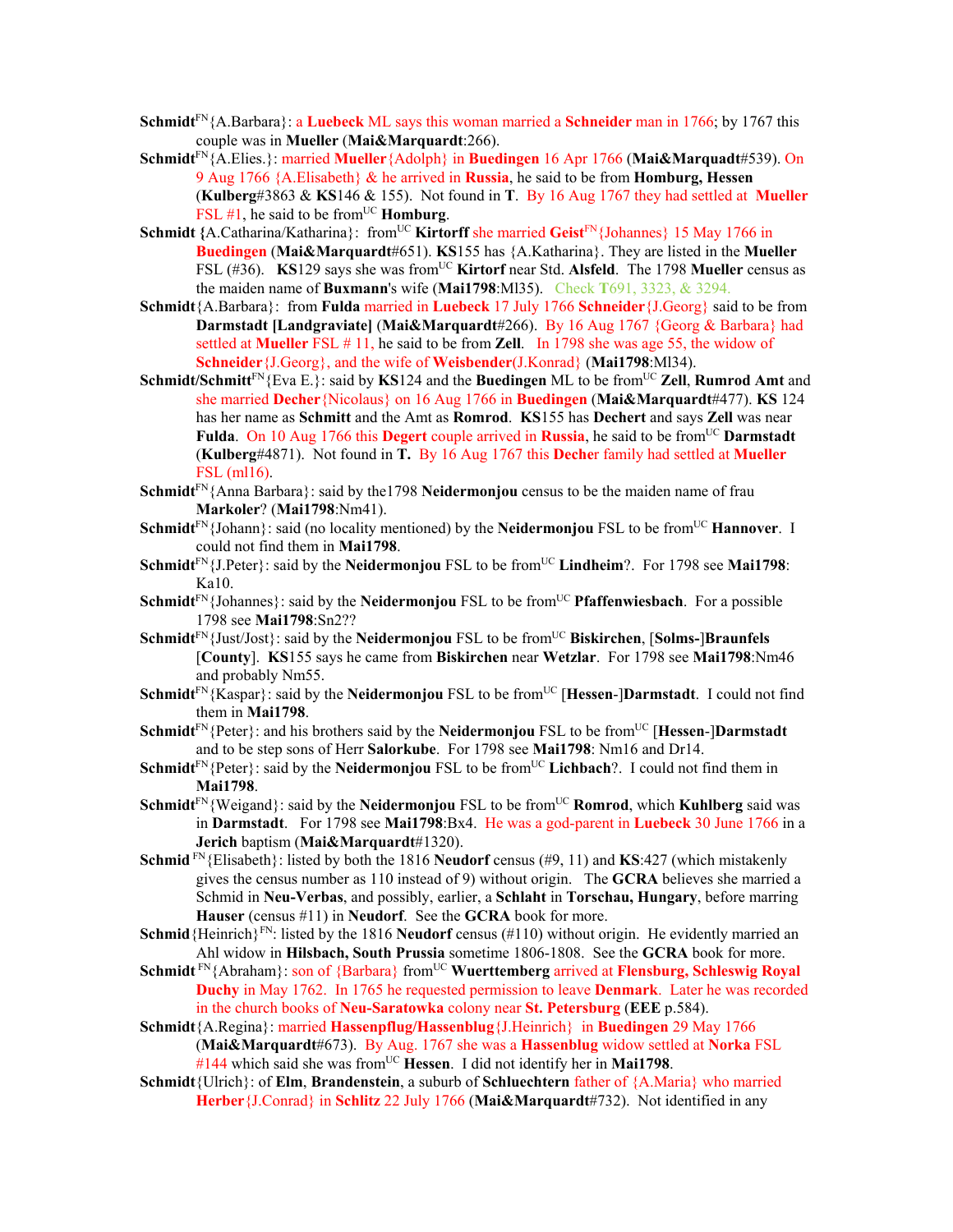**Schmidt**[FN]{A.Barbara}: a **Luebeck** ML says this woman married a **Schneider** man in 1766; by 1767 this couple was in **Mueller** (**Mai&Marquardt**:266).

**Schmidt**[FN]{A.Elies.}: married **Mueller**{Adolph} in **Buedingen** 16 Apr 1766 (**Mai&Marquadt**#539). On 9 Aug 1766 {A.Elisabeth} & he arrived in **Russia**, he said to be from **Homburg, Hessen** (**Kulberg**#3863 & **KS**146 & 155). Not found in **T**. By 16 Aug 1767 they had settled at **Mueller** FSL #1, he said to be from[UC] **Homburg**.

**Schmidt** {A.Catharina/Katharina}: from[UC] **Kirtorff** she married **Geist**[FN]{Johannes} 15 May 1766 in **Buedingen** (**Mai&Marquardt**#651). **KS**155 has {A.Katharina}. They are listed in the **Mueller** FSL (#36). **KS**129 says she was from[UC] **Kirtorf** near Std. **Alsfeld**. The 1798 **Mueller** census as the maiden name of **Buxmann**'s wife (**Mai1798**:Ml35). Check **T**691, 3323, & 3294.

**Schmidt**{A.Barbara}: from **Fulda** married in **Luebeck** 17 July 1766 **Schneider**{J.Georg} said to be from **Darmstadt [Landgraviate]** (**Mai&Marquardt**#266). By 16 Aug 1767 {Georg & Barbara} had settled at **Mueller** FSL # 11, he said to be from **Zell**. In 1798 she was age 55, the widow of **Schneider**{J.Georg}, and the wife of **Weisbender**(J.Konrad} (**Mai1798**:Ml34).

**Schmidt/Schmitt**[FN]{Eva E.}: said by **KS**124 and the **Buedingen** ML to be from[UC] **Zell**, **Rumrod Amt** and she married **Decher**{Nicolaus} on 16 Aug 1766 in **Buedingen** (**Mai&Marquardt**#477). **KS** 124 has her name as **Schmitt** and the Amt as **Romrod**. **KS**155 has **Dechert** and says **Zell** was near **Fulda**. On 10 Aug 1766 this **Degert** couple arrived in **Russia**, he said to be from[UC] **Darmstadt** (**Kulberg**#4871). Not found in **T.** By 16 Aug 1767 this **Decher** family had settled at **Mueller** FSL (ml16).

**Schmidt**[FN]{Anna Barbara}: said by the1798 **Neidermonjou** census to be the maiden name of frau **Markoler**? (**Mai1798**:Nm41).

**Schmidt**[FN]{Johann}: said (no locality mentioned) by the **Neidermonjou** FSL to be from[UC] **Hannover**. I could not find them in **Mai1798**.

**Schmidt**[FN]{J.Peter}: said by the **Neidermonjou** FSL to be from[UC] **Lindheim**?. For 1798 see **Mai1798**: Ka10.

**Schmidt**[FN]{Johannes}: said by the **Neidermonjou** FSL to be from[UC] **Pfaffenwiesbach**. For a possible 1798 see **Mai1798**:Sn2??

**Schmidt**[FN]{Just/Jost}: said by the **Neidermonjou** FSL to be from[UC] **Biskirchen**, [**Solms-**]**Braunfels** [**County**]. **KS**155 says he came from **Biskirchen** near **Wetzlar**. For 1798 see **Mai1798**:Nm46 and probably Nm55.

**Schmidt**[FN]{Kaspar}: said by the **Neidermonjou** FSL to be from[UC] [**Hessen**-]**Darmstadt**. I could not find them in **Mai1798**.

**Schmidt**[FN]{Peter}: and his brothers said by the **Neidermonjou** FSL to be from[UC] [**Hessen**-]**Darmstadt** and to be step sons of Herr **Salorkube**. For 1798 see **Mai1798**: Nm16 and Dr14.

**Schmidt**[FN]{Peter}: said by the **Neidermonjou** FSL to be from[UC] **Lichbach**?. I could not find them in **Mai1798**.

**Schmidt**[FN]{Weigand}: said by the **Neidermonjou** FSL to be from[UC] **Romrod**, which **Kuhlberg** said was in **Darmstadt**. For 1798 see **Mai1798**:Bx4. He was a god-parent in **Luebeck** 30 June 1766 in a **Jerich** baptism (**Mai&Marquardt**#1320).

**Schmid** [FN]{Elisabeth}: listed by both the 1816 **Neudorf** census (#9, 11) and **KS**:427 (which mistakenly gives the census number as 110 instead of 9) without origin. The **GCRA** believes she married a Schmid in **Neu-Verbas**, and possibly, earlier, a **Schlaht** in **Torschau, Hungary**, before marring **Hauser** (census #11) in **Neudorf**. See the **GCRA** book for more.

**Schmid**{Heinrich}[FN]: listed by the 1816 **Neudorf** census (#110) without origin. He evidently married an Ahl widow in **Hilsbach, South Prussia** sometime 1806-1808. See the **GCRA** book for more.

**Schmidt** [FN]{Abraham}: son of {Barbara} from[UC] **Wuerttemberg** arrived at **Flensburg, Schleswig Royal Duchy** in May 1762. In 1765 he requested permission to leave **Denmark**. Later he was recorded in the church books of **Neu-Saratowka** colony near **St. Petersburg** (**EEE** p.584).

**Schmidt**{A.Regina}: married **Hassenpflug/Hassenblug**{J.Heinrich} in **Buedingen** 29 May 1766 (**Mai&Marquardt**#673). By Aug. 1767 she was a **Hassenblug** widow settled at **Norka** FSL #144 which said she was from[UC] **Hessen**. I did not identify her in **Mai1798**.

**Schmidt**{Ulrich}: of **Elm**, **Brandenstein**, a suburb of **Schluechtern** father of {A.Maria} who married **Herber**{J.Conrad} in **Schlitz** 22 July 1766 (**Mai&Marquardt**#732). Not identified in any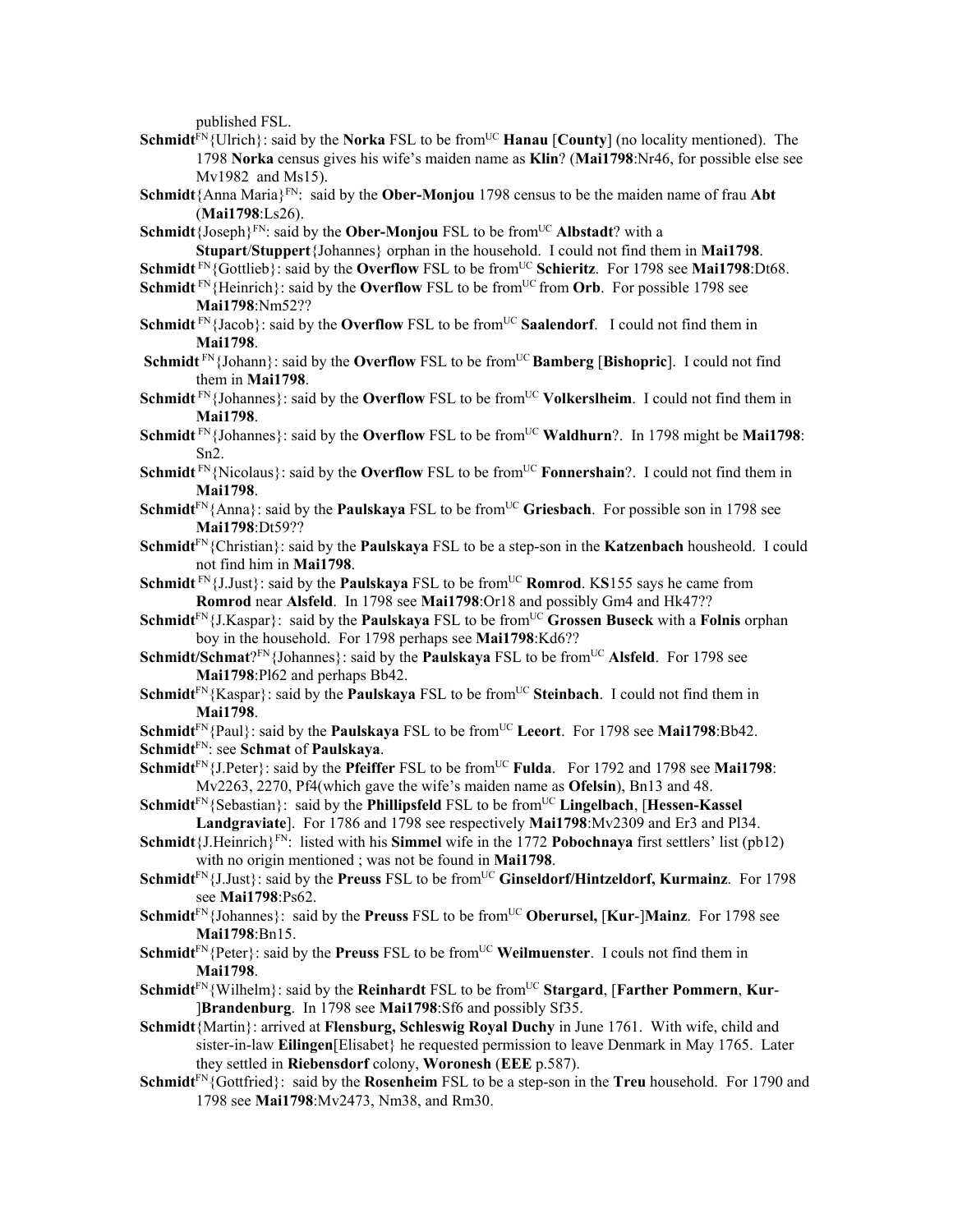published FSL.

**Schmidt**[FN]{Ulrich}: said by the **Norka** FSL to be from[UC] **Hanau** [**County**] (no locality mentioned). The 1798 **Norka** census gives his wife's maiden name as **Klin**? (**Mai1798**:Nr46, for possible else see Mv1982 and Ms15).

**Schmidt**{Anna Maria}[FN]: said by the **Ober-Monjou** 1798 census to be the maiden name of frau **Abt** (**Mai1798**:Ls26).

**Schmidt**{Joseph}[FN]: said by the **Ober-Monjou** FSL to be from[UC] **Albstadt**? with a **Stupart**/**Stuppert**{Johannes} orphan in the household. I could not find them in **Mai1798**.

**Schmidt** [FN]{Gottlieb}: said by the **Overflow** FSL to be from[UC] **Schieritz**. For 1798 see **Mai1798**:Dt68.

**Schmidt** [FN]{Heinrich}: said by the **Overflow** FSL to be from[UC] from **Orb**. For possible 1798 see **Mai1798**:Nm52??

**Schmidt** [FN]{Jacob}: said by the **Overflow** FSL to be from[UC] **Saalendorf**. I could not find them in **Mai1798**.

**Schmidt** [FN]{Johann}: said by the **Overflow** FSL to be from[UC] **Bamberg** [**Bishopric**]. I could not find them in **Mai1798**.

**Schmidt** [FN]{Johannes}: said by the **Overflow** FSL to be from[UC] **Volkerslheim**. I could not find them in **Mai1798**.

**Schmidt** [FN]{Johannes}: said by the **Overflow** FSL to be from[UC] **Waldhurn**?. In 1798 might be **Mai1798**: Sn2.

**Schmidt** [FN]{Nicolaus}: said by the **Overflow** FSL to be from[UC] **Fonnershain**?. I could not find them in **Mai1798**.

**Schmidt**[FN]{Anna}: said by the **Paulskaya** FSL to be from[UC] **Griesbach**. For possible son in 1798 see **Mai1798**:Dt59??

**Schmidt**[FN]{Christian}: said by the **Paulskaya** FSL to be a step-son in the **Katzenbach** housheold. I could not find him in **Mai1798**.

**Schmidt** [FN]{J.Just}: said by the **Paulskaya** FSL to be from[UC] **Romrod**. K**S**155 says he came from **Romrod** near **Alsfeld**. In 1798 see **Mai1798**:Or18 and possibly Gm4 and Hk47??

**Schmidt**[FN]{J.Kaspar}: said by the **Paulskaya** FSL to be from[UC] **Grossen Buseck** with a **Folnis** orphan boy in the household. For 1798 perhaps see **Mai1798**:Kd6??

**Schmidt/Schmat**?[FN]{Johannes}: said by the **Paulskaya** FSL to be from[UC] **Alsfeld**. For 1798 see **Mai1798**:Pl62 and perhaps Bb42.

**Schmidt**[FN]{Kaspar}: said by the **Paulskaya** FSL to be from[UC] **Steinbach**. I could not find them in **Mai1798**.

**Schmidt**[FN]{Paul}: said by the **Paulskaya** FSL to be from[UC] **Leeort**. For 1798 see **Mai1798**:Bb42.

**Schmidt**[FN]: see **Schmat** of **Paulskaya**.

**Schmidt**[FN]{J.Peter}: said by the **Pfeiffer** FSL to be from[UC] **Fulda**. For 1792 and 1798 see **Mai1798**: Mv2263, 2270, Pf4(which gave the wife's maiden name as **Ofelsin**), Bn13 and 48.

**Schmidt**[FN]{Sebastian}: said by the **Phillipsfeld** FSL to be from[UC] **Lingelbach**, [**Hessen-Kassel Landgraviate**]. For 1786 and 1798 see respectively **Mai1798**:Mv2309 and Er3 and Pl34.

**Schmidt**{J.Heinrich}[FN]: listed with his **Simmel** wife in the 1772 **Pobochnaya** first settlers' list (pb12) with no origin mentioned ; was not be found in **Mai1798**.

**Schmidt**[FN]{J.Just}: said by the **Preuss** FSL to be from[UC] **Ginseldorf/Hintzeldorf, Kurmainz**. For 1798 see **Mai1798**:Ps62.

**Schmidt**[FN]{Johannes}: said by the **Preuss** FSL to be from[UC] **Oberursel**, [**Kur**-]**Mainz**. For 1798 see **Mai1798**:Bn15.

**Schmidt**[FN]{Peter}: said by the **Preuss** FSL to be from[UC] **Weilmuenster**. I couls not find them in **Mai1798**.

**Schmidt**[FN]{Wilhelm}: said by the **Reinhardt** FSL to be from[UC] **Stargard**, [**Farther Pommern**, **Kur**-]**Brandenburg**. In 1798 see **Mai1798**:Sf6 and possibly Sf35.

**Schmidt**{Martin}: arrived at **Flensburg, Schleswig Royal Duchy** in June 1761. With wife, child and sister-in-law **Eilingen**[Elisabet} he requested permission to leave Denmark in May 1765. Later they settled in **Riebensdorf** colony, **Woronesh** (**EEE** p.587).

**Schmidt**[FN]{Gottfried}: said by the **Rosenheim** FSL to be a step-son in the **Treu** household. For 1790 and 1798 see **Mai1798**:Mv2473, Nm38, and Rm30.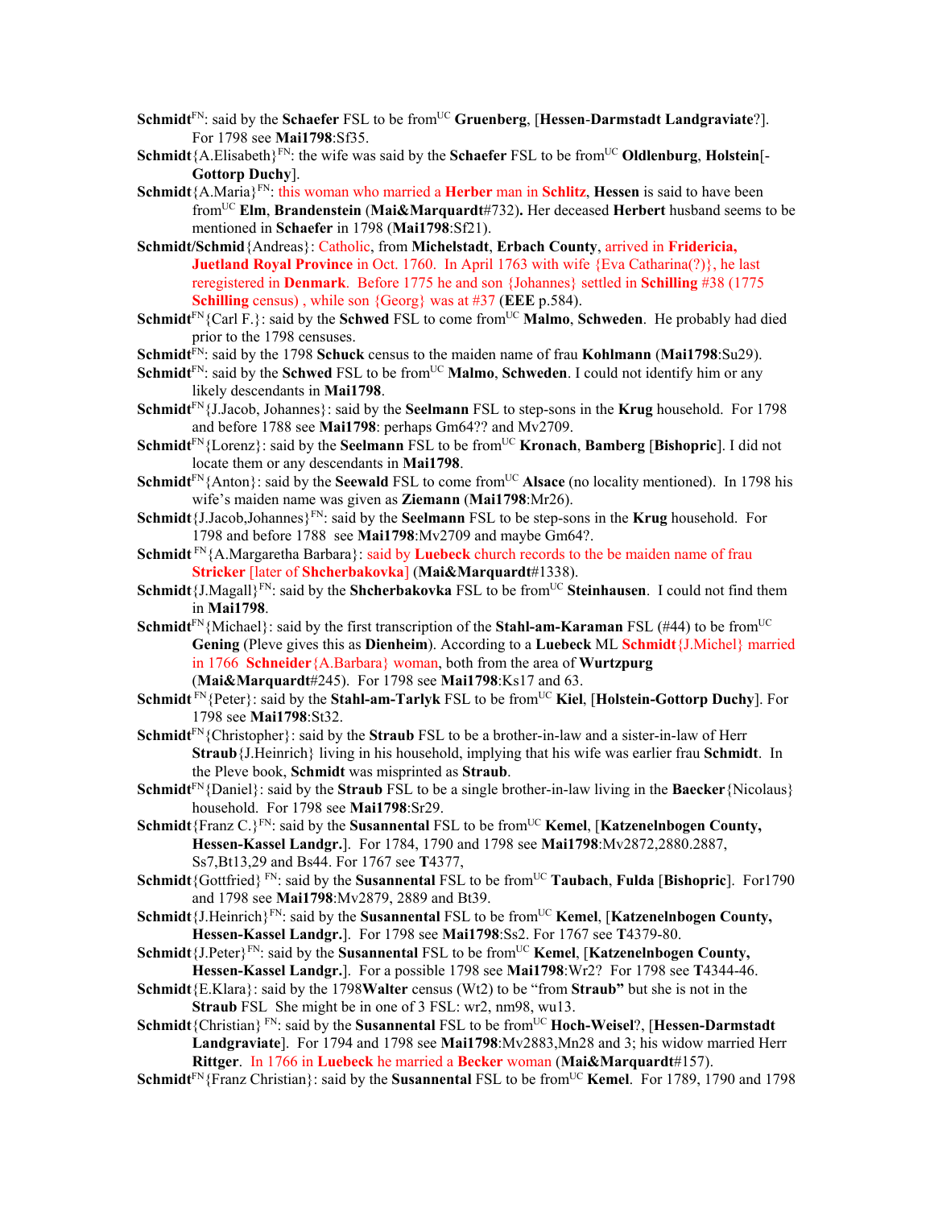**Schmidt**[FN]: said by the **Schaefer** FSL to be from[UC] **Gruenberg**, [**Hessen-Darmstadt Landgraviate**?]. For 1798 see **Mai1798**:Sf35.

**Schmidt**{A.Elisabeth}[FN]: the wife was said by the **Schaefer** FSL to be from[UC] **Oldlenburg**, **Holstein**[-**Gottorp Duchy**].

**Schmidt**{A.Maria}[FN]: this woman who married a **Herber** man in **Schlitz**, **Hessen** is said to have been from[UC] **Elm**, **Brandenstein** (**Mai&Marquardt**#732)**.** Her deceased **Herbert** husband seems to be mentioned in **Schaefer** in 1798 (**Mai1798**:Sf21).

**Schmidt/Schmid**{Andreas}: Catholic, from **Michelstadt**, **Erbach County**, arrived in **Fridericia, Juetland Royal Province** in Oct. 1760. In April 1763 with wife {Eva Catharina(?)}, he last reregistered in **Denmark**. Before 1775 he and son {Johannes} settled in **Schilling** #38 (1775 **Schilling** census) , while son {Georg} was at #37 (**EEE** p.584).

**Schmidt**[FN]{Carl F.}: said by the **Schwed** FSL to come from[UC] **Malmo**, **Schweden**. He probably had died prior to the 1798 censuses.

**Schmidt**[FN]: said by the 1798 **Schuck** census to the maiden name of frau **Kohlmann** (**Mai1798**:Su29).

**Schmidt**[FN]: said by the **Schwed** FSL to be from[UC] **Malmo**, **Schweden**. I could not identify him or any likely descendants in **Mai1798**.

**Schmidt**[FN]{J.Jacob, Johannes}: said by the **Seelmann** FSL to step-sons in the **Krug** household. For 1798 and before 1788 see **Mai1798**: perhaps Gm64?? and Mv2709.

**Schmidt**[FN]{Lorenz}: said by the **Seelmann** FSL to be from[UC] **Kronach**, **Bamberg** [**Bishopric**]. I did not locate them or any descendants in **Mai1798**.

**Schmidt**[FN]{Anton}: said by the **Seewald** FSL to come from[UC] **Alsace** (no locality mentioned). In 1798 his wife's maiden name was given as **Ziemann** (**Mai1798**:Mr26).

**Schmidt**{J.Jacob,Johannes}[FN]: said by the **Seelmann** FSL to be step-sons in the **Krug** household. For 1798 and before 1788 see **Mai1798**:Mv2709 and maybe Gm64?.

**Schmidt** [FN]{A.Margaretha Barbara}: said by **Luebeck** church records to the be maiden name of frau **Stricker** [later of **Shcherbakovka**] (**Mai&Marquardt**#1338).

**Schmidt**{J.Magall}[FN]: said by the **Shcherbakovka** FSL to be from[UC] **Steinhausen**. I could not find them in **Mai1798**.

**Schmidt**[FN]{Michael}: said by the first transcription of the **Stahl-am-Karaman** FSL (#44) to be from[UC] **Gening** (Pleve gives this as **Dienheim**). According to a **Luebeck** ML **Schmidt**{J.Michel} married in 1766 **Schneider**{A.Barbara} woman, both from the area of **Wurtzpurg** (**Mai&Marquardt**#245). For 1798 see **Mai1798**:Ks17 and 63.

**Schmidt** [FN]{Peter}: said by the **Stahl-am-Tarlyk** FSL to be from[UC] **Kiel**, [**Holstein-Gottorp Duchy**]. For 1798 see **Mai1798**:St32.

**Schmidt**[FN]{Christopher}: said by the **Straub** FSL to be a brother-in-law and a sister-in-law of Herr **Straub**{J.Heinrich} living in his household, implying that his wife was earlier frau **Schmidt**. In the Pleve book, **Schmidt** was misprinted as **Straub**.

**Schmidt**[FN]{Daniel}: said by the **Straub** FSL to be a single brother-in-law living in the **Baecker**{Nicolaus} household. For 1798 see **Mai1798**:Sr29.

**Schmidt**{Franz C.}[FN]: said by the **Susannental** FSL to be from[UC] **Kemel**, [**Katzenelnbogen County, Hessen-Kassel Landgr.**]. For 1784, 1790 and 1798 see **Mai1798**:Mv2872,2880.2887, Ss7,Bt13,29 and Bs44. For 1767 see **T**4377,

**Schmidt**{Gottfried} [FN]: said by the **Susannental** FSL to be from[UC] **Taubach**, **Fulda** [**Bishopric**]. For1790 and 1798 see **Mai1798**:Mv2879, 2889 and Bt39.

**Schmidt**{J.Heinrich}[FN]: said by the **Susannental** FSL to be from[UC] **Kemel**, [**Katzenelnbogen County, Hessen-Kassel Landgr.**]. For 1798 see **Mai1798**:Ss2. For 1767 see **T**4379-80.

**Schmidt**{J.Peter}[FN]: said by the **Susannental** FSL to be from[UC] **Kemel**, [**Katzenelnbogen County, Hessen-Kassel Landgr.**]. For a possible 1798 see **Mai1798**:Wr2? For 1798 see **T**4344-46.

**Schmidt**{E.Klara}: said by the 1798**Walter** census (Wt2) to be "from **Straub"** but she is not in the **Straub** FSL She might be in one of 3 FSL: wr2, nm98, wu13.

**Schmidt**{Christian} [FN]: said by the **Susannental** FSL to be from[UC] **Hoch-Weisel**?, [**Hessen-Darmstadt Landgraviate**]. For 1794 and 1798 see **Mai1798**:Mv2883,Mn28 and 3; his widow married Herr **Rittger**. In 1766 in **Luebeck** he married a **Becker** woman (**Mai&Marquardt**#157).

**Schmidt**[FN]{Franz Christian}: said by the **Susannental** FSL to be from[UC] **Kemel**. For 1789, 1790 and 1798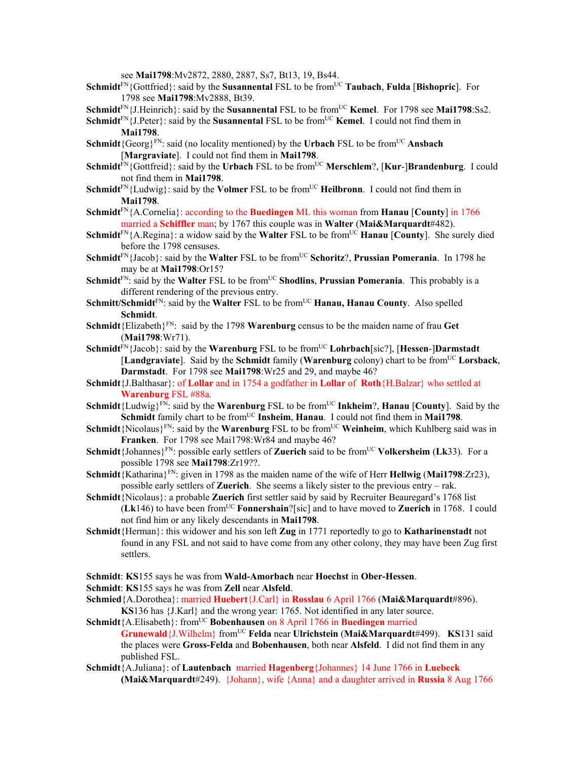see **Mai1798**:Mv2872, 2880, 2887, Ss7, Bt13, 19, Bs44.

**Schmidt**[FN]{Gottfried}: said by the **Susannental** FSL to be from[UC] **Taubach**, **Fulda** [**Bishopric**]. For 1798 see **Mai1798**:Mv2888, Bt39.

**Schmidt**[FN]{J.Heinrich}: said by the **Susannental** FSL to be from[UC] **Kemel**. For 1798 see **Mai1798**:Ss2.

**Schmidt**[FN]{J.Peter}: said by the **Susannental** FSL to be from[UC] **Kemel**. I could not find them in **Mai1798**.

**Schmidt**{Georg}[FN]: said (no locality mentioned) by the **Urbach** FSL to be from[UC] **Ansbach** [**Margraviate**]. I could not find them in **Mai1798**.

**Schmidt**[FN]{Gottfreid}: said by the **Urbach** FSL to be from[UC] **Merschlem**?, [**Kur**-]**Brandenburg**. I could not find them in **Mai1798**.

**Schmidt**[FN]{Ludwig}: said by the **Volmer** FSL to be from[UC] **Heilbronn**. I could not find them in **Mai1798**.

**Schmidt**[FN]{A.Cornelia}: according to the **Buedingen** ML this woman from **Hanau** [**County**] in 1766 married a **Schiffler** man; by 1767 this couple was in **Walter** (**Mai&Marquardt**#482).

**Schmidt**[FN]{A.Regina}: a widow said by the **Walter** FSL to be from[UC] **Hanau** [**County**]. She surely died before the 1798 censuses.

**Schmidt**[FN]{Jacob}: said by the **Walter** FSL to be from[UC] **Schoritz**?, **Prussian Pomerania**. In 1798 he may be at **Mai1798**:Or15?

**Schmidt**[FN]: said by the **Walter** FSL to be from[UC] **Shodlins**, **Prussian Pomerania**. This probably is a different rendering of the previous entry.

**Schmitt/Schmidt**[FN]: said by the **Walter** FSL to be from[UC] **Hanau, Hanau County**. Also spelled **Schmidt**.

**Schmidt**{Elizabeth}[FN]: said by the 1798 **Warenburg** census to be the maiden name of frau **Get** (**Mai1798**:Wr71).

**Schmidt**[FN]{Jacob}: said by the **Warenburg** FSL to be from[UC] **Lohrbach**[sic?], [**Hessen**-]**Darmstadt** [**Landgraviate**]. Said by the **Schmidt** family (**Warenburg** colony) chart to be from[UC] **Lorsback**, **Darmstadt**. For 1798 see **Mai1798**:Wr25 and 29, and maybe 46?

**Schmidt**{J.Balthasar}: of **Lollar** and in 1754 a godfather in **Lollar** of **Roth**{H.Balzar} who settled at **Warenburg** FSL #88a.

**Schmidt**{Ludwig}[FN]: said by the **Warenburg** FSL to be from[UC] **Inkheim**?, **Hanau** [**County**]. Said by the **Schmidt** family chart to be from[UC] **Insheim**, **Hanau**. I could not find them in **Mai1798**.

**Schmidt**{Nicolaus}[FN]: said by the **Warenburg** FSL to be from[UC] **Weinheim**, which Kuhlberg said was in **Franken**. For 1798 see Mai1798:Wr84 and maybe 46?

**Schmidt**{Johannes}[FN]: possible early settlers of **Zuerich** said to be from[UC] **Volkersheim** (**Lk**33). For a possible 1798 see **Mai1798**:Zr19??.

**Schmidt**{Katharina}[FN]: given in 1798 as the maiden name of the wife of Herr **Hellwig** (**Mai1798**:Zr23), possible early settlers of **Zuerich**. She seems a likely sister to the previous entry – rak.

**Schmidt**{Nicolaus}: a probable **Zuerich** first settler said by said by Recruiter Beauregard's 1768 list (**Lk**146) to have been from[UC] **Fonnershain**?[sic] and to have moved to **Zuerich** in 1768. I could not find him or any likely descendants in **Mai1798**.

**Schmidt**{Herman}: this widower and his son left **Zug** in 1771 reportedly to go to **Katharinenstadt** not found in any FSL and not said to have come from any other colony, they may have been Zug first settlers.

**Schmidt**: **KS**155 says he was from **Wald-Amorbach** near **Hoechst** in **Ober-Hessen**.

**Schmidt**: **KS**155 says he was from **Zell** near **Alsfeld**.

**Schmied**{A.Dorothea}: married **Huebert**{J.Carl} in **Rosslau** 6 April 1766 (**Mai&Marquardt**#896). **KS**136 has {J.Karl} and the wrong year: 1765. Not identified in any later source.

**Schmidt**{A.Elisabeth}: from[UC] **Bobenhausen** on 8 April 1766 in **Buedingen** married **Grunewald**{J.Wilhelm} from[UC] **Felda** near **Ulrichstein** (**Mai&Marquardt**#499). **KS**131 said the places were **Gross-Felda** and **Bobenhausen**, both near **Alsfeld**. I did not find them in any published FSL.

**Schmidt**{A.Juliana}: of **Lautenbach** married **Hagenberg**{Johannes} 14 June 1766 in **Luebeck** (**Mai&Marquardt**#249). {Johann}, wife {Anna} and a daughter arrived in **Russia** 8 Aug 1766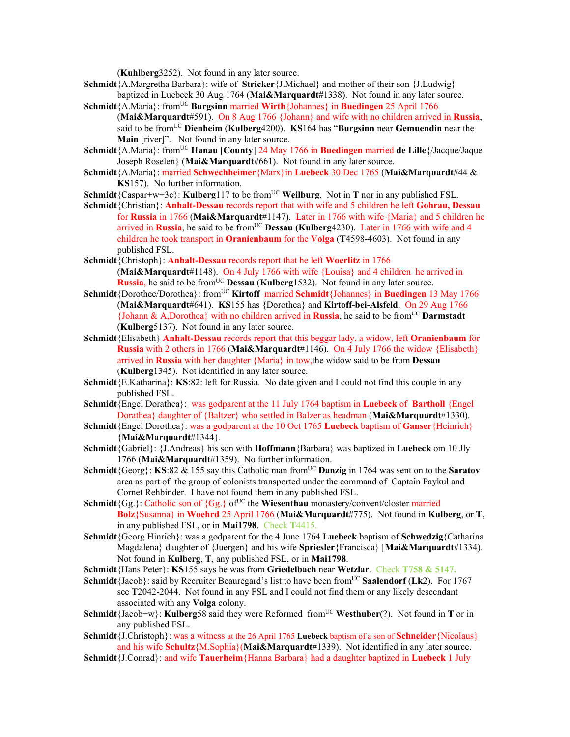(**Kuhlberg**3252). Not found in any later source.

**Schmidt**{A.Margretha Barbara}: wife of **Stricker**{J.Michael} and mother of their son {J.Ludwig} baptized in Luebeck 30 Aug 1764 (**Mai&Marquardt**#1338). Not found in any later source.

**Schmidt**{A.Maria}: from[UC] **Burgsinn** married **Wirth**{Johannes} in **Buedingen** 25 April 1766 (**Mai&Marquardt**#591). On 8 Aug 1766 {Johann} and wife with no children arrived in **Russia**, said to be from[UC] **Dienheim** (**Kulberg**4200). **KS**164 has "**Burgsinn** near **Gemuendin** near the **Main** [river]". Not found in any later source.

**Schmidt**{A.Maria}: from[UC] **Hanau** [**County**] 24 May 1766 in **Buedingen** married **de Lille**{/Jacque/Jaque Joseph Roselen} (**Mai&Marquardt**#661). Not found in any later source.

**Schmidt**{A.Maria}: married **Schwechheimer**{Marx}in **Luebeck** 30 Dec 1765 (**Mai&Marquardt**#44 & **KS**157). No further information.

**Schmidt**{Caspar+w+3c}: **Kulberg**117 to be from[UC] **Weilburg**. Not in **T** nor in any published FSL.

**Schmidt**{Christian}: **Anhalt-Dessau** records report that with wife and 5 children he left **Gohrau, Dessau** for **Russia** in 1766 (**Mai&Marquardt**#1147). Later in 1766 with wife {Maria} and 5 children he arrived in **Russia**, he said to be from[UC] **Dessau** (**Kulberg**4230). Later in 1766 with wife and 4 children he took transport in **Oranienbaum** for the **Volga** (**T**4598-4603). Not found in any published FSL.

**Schmidt**{Christoph}: **Anhalt-Dessau** records report that he left **Woerlitz** in 1766 (**Mai&Marquardt**#1148). On 4 July 1766 with wife {Louisa} and 4 children he arrived in **Russia**, he said to be from[UC] **Dessau** (**Kulberg**1532). Not found in any later source.

**Schmidt**{Dorothee/Dorothea}: from[UC] **Kirtoff** married **Schmidt**{Johannes} in **Buedingen** 13 May 1766 (**Mai&Marquardt**#641). **KS**155 has {Dorothea} and **Kirtoff-bei-Alsfeld**. On 29 Aug 1766 {Johann & A,Dorothea} with no children arrived in **Russia**, he said to be from[UC] **Darmstadt** (**Kulberg**5137). Not found in any later source.

**Schmidt**{Elisabeth} **Anhalt-Dessau** records report that this beggar lady, a widow, left **Oranienbaum** for **Russia** with 2 others in 1766 (**Mai&Marquardt**#1146). On 4 July 1766 the widow {Elisabeth} arrived in **Russia** with her daughter {Maria} in tow,the widow said to be from **Dessau** (**Kulberg**1345). Not identified in any later source.

**Schmidt**{E.Katharina}: **KS**:82: left for Russia. No date given and I could not find this couple in any published FSL.

**Schmidt**{Engel Dorathea}: was godparent at the 11 July 1764 baptism in **Luebeck** of **Bartholl** {Engel Dorathea} daughter of {Baltzer} who settled in Balzer as headman (**Mai&Marquardt**#1330).

**Schmidt**{Engel Dorothea}: was a godparent at the 10 Oct 1765 **Luebeck** baptism of **Ganser**{Heinrich} {**Mai&Marquardt**#1344}.

**Schmidt**{Gabriel}: {J.Andreas} his son with **Hoffmann**{Barbara} was baptized in **Luebeck** om 10 Jly 1766 (**Mai&Marquardt**#1359). No further information.

**Schmidt**{Georg}: **KS**:82 & 155 say this Catholic man from[UC] **Danzig** in 1764 was sent on to the **Saratov** area as part of the group of colonists transported under the command of Captain Paykul and Cornet Rehbinder. I have not found them in any published FSL.

**Schmidt**{Gg.}: Catholic son of {Gg.} of[UC] the **Wiesenthau** monastery/convent/closter married **Bolz**{Susanna} in **Woehrd** 25 April 1766 (**Mai&Marquardt**#775). Not found in **Kulberg**, or **T**, in any published FSL, or in **Mai1798**. Check **T**4415.

**Schmidt**{Georg Hinrich}: was a godparent for the 4 June 1764 **Luebeck** baptism of **Schwedzig**{Catharina Magdalena} daughter of {Juergen} and his wife **Spriesler**{Francisca} [**Mai&Marquardt**#1334). Not found in **Kulberg**, **T**, any published FSL, or in **Mai1798**.

**Schmidt**{Hans Peter}: **KS**155 says he was from **Griedelbach** near **Wetzlar**. Check **T758 & 5147.**

**Schmidt**{Jacob}: said by Recruiter Beauregard's list to have been from[UC] **Saalendorf** (**Lk**2). For 1767 see **T**2042-2044. Not found in any FSL and I could not find them or any likely descendant associated with any **Volga** colony.

**Schmidt**{Jacob+w}: **Kulberg**58 said they were Reformed from[UC] **Westhuber**(?). Not found in **T** or in any published FSL.

**Schmidt**{J.Christoph}: was a witness at the 26 April 1765 **Luebeck** baptism of a son of **Schneider**{Nicolaus} and his wife **Schultz**{M.Sophia}(**Mai&Marquardt**#1339). Not identified in any later source.

**Schmidt**{J.Conrad}: and wife **Tauerheim**{Hanna Barbara} had a daughter baptized in **Luebeck** 1 July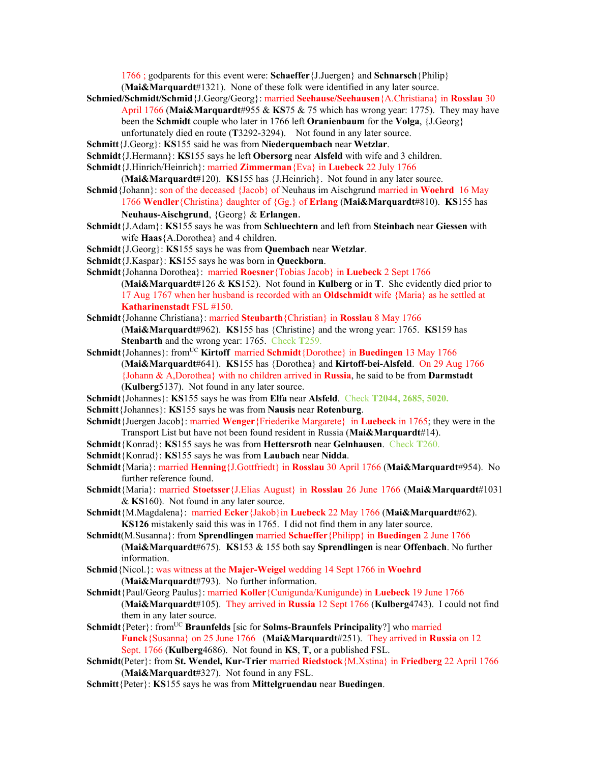1766 ; godparents for this event were: **Schaeffer**{J.Juergen} and **Schnarsch**{Philip} (**Mai&Marquardt**#1321). None of these folk were identified in any later source.

**Schmied/Schmidt/Schmid**{J.Georg/Georg}: married **Seehause/Seehausen**{A.Christiana} in **Rosslau** 30 April 1766 (**Mai&Marquardt**#955 & **KS**75 & 75 which has wrong year: 1775). They may have been the **Schmidt** couple who later in 1766 left **Oranienbaum** for the **Volga**, {J.Georg} unfortunately died en route (**T**3292-3294). Not found in any later source.

**Schmitt**{J.Georg}: **KS**155 said he was from **Niederquembach** near **Wetzlar**.

**Schmidt**{J.Hermann}: **KS**155 says he left **Obersorg** near **Alsfeld** with wife and 3 children.

**Schmidt**{J.Hinrich/Heinrich}: married **Zimmerman**{Eva} in **Luebeck** 22 July 1766 (**Mai&Marquardt**#120). **KS**155 has {J.Heinrich}. Not found in any later source.

**Schmid**{Johann}: son of the deceased {Jacob} of Neuhaus im Aischgrund married in **Woehrd** 16 May 1766 **Wendler**{Christina} daughter of {Gg.} of **Erlang** (**Mai&Marquardt**#810). **KS**155 has **Neuhaus-Aischgrund**, {Georg} & **Erlangen.**

**Schmidt**{J.Adam}: **KS**155 says he was from **Schluechtern** and left from **Steinbach** near **Giessen** with wife **Haas**{A.Dorothea} and 4 children.

**Schmidt**{J.Georg}: **KS**155 says he was from **Quembach** near **Wetzlar**.

**Schmidt**{J.Kaspar}: **KS**155 says he was born in **Queckborn**.

**Schmidt**{Johanna Dorothea}: married **Roesner**{Tobias Jacob} in **Luebeck** 2 Sept 1766 (**Mai&Marquardt**#126 & **KS**152). Not found in **Kulberg** or in **T**. She evidently died prior to 17 Aug 1767 when her husband is recorded with an **Oldschmidt** wife {Maria} as he settled at **Katharinenstadt** FSL #150.

**Schmidt**{Johanne Christiana}: married **Steubarth**{Christian} in **Rosslau** 8 May 1766 (**Mai&Marquardt**#962). **KS**155 has {Christine} and the wrong year: 1765. **KS**159 has **Stenbarth** and the wrong year: 1765. Check **T**259.

**Schmidt**{Johannes}: from[UC] **Kirtoff** married **Schmidt**{Dorothee} in **Buedingen** 13 May 1766 (**Mai&Marquardt**#641). **KS**155 has {Dorothea} and **Kirtoff-bei-Alsfeld**. On 29 Aug 1766 {Johann & A,Dorothea} with no children arrived in **Russia**, he said to be from **Darmstadt** (**Kulberg**5137). Not found in any later source.

**Schmidt**{Johannes}: **KS**155 says he was from **Elfa** near **Alsfeld**. Check **T2044, 2685, 5020.**

**Schmitt**{Johannes}: **KS**155 says he was from **Nausis** near **Rotenburg**.

**Schmidt**{Juergen Jacob}: married **Wenger**{Friederike Margarete} in **Luebeck** in 1765; they were in the Transport List but have not been found resident in Russia (**Mai&Marquardt**#14).

**Schmidt**{Konrad}: **KS**155 says he was from **Hettersroth** near **Gelnhausen**. Check **T**260.

**Schmidt**{Konrad}: **KS**155 says he was from **Laubach** near **Nidda**.

**Schmidt**{Maria}: married **Henning**{J.Gottfriedt} in **Rosslau** 30 April 1766 (**Mai&Marquardt**#954). No further reference found.

**Schmidt**{Maria}: married **Stoetsser**{J.Elias August} in **Rosslau** 26 June 1766 (**Mai&Marquardt**#1031 & **KS**160). Not found in any later source.

**Schmidt**{M.Magdalena}: married **Ecker**{Jakob}in **Luebeck** 22 May 1766 (**Mai&Marquardt**#62). **KS126** mistakenly said this was in 1765. I did not find them in any later source.

**Schmidt**(M.Susanna}: from **Sprendlingen** married **Schaeffer**{Philipp} in **Buedingen** 2 June 1766 (**Mai&Marquardt**#675). **KS**153 & 155 both say **Sprendlingen** is near **Offenbach**. No further information.

**Schmid**{Nicol.}: was witness at the **Majer-Weigel** wedding 14 Sept 1766 in **Woehrd** (**Mai&Marquardt**#793). No further information.

**Schmidt**{Paul/Georg Paulus}: married **Koller**{Cunigunda/Kunigunde) in **Luebeck** 19 June 1766 (**Mai&Marquardt**#105). They arrived in **Russia** 12 Sept 1766 (**Kulberg**4743). I could not find them in any later source.

**Schmidt**{Peter}: from[UC] **Braunfelds** [sic for **Solms-Braunfels Principality**?] who married **Funck**{Susanna} on 25 June 1766 (**Mai&Marquardt**#251). They arrived in **Russia** on 12 Sept. 1766 (**Kulberg**4686). Not found in **KS**, **T**, or a published FSL.

**Schmidt**(Peter}: from **St. Wendel, Kur-Trier** married **Riedstock**{M.Xstina} in **Friedberg** 22 April 1766 (**Mai&Marquardt**#327). Not found in any FSL.

**Schmitt**{Peter}: **KS**155 says he was from **Mittelgruendau** near **Buedingen**.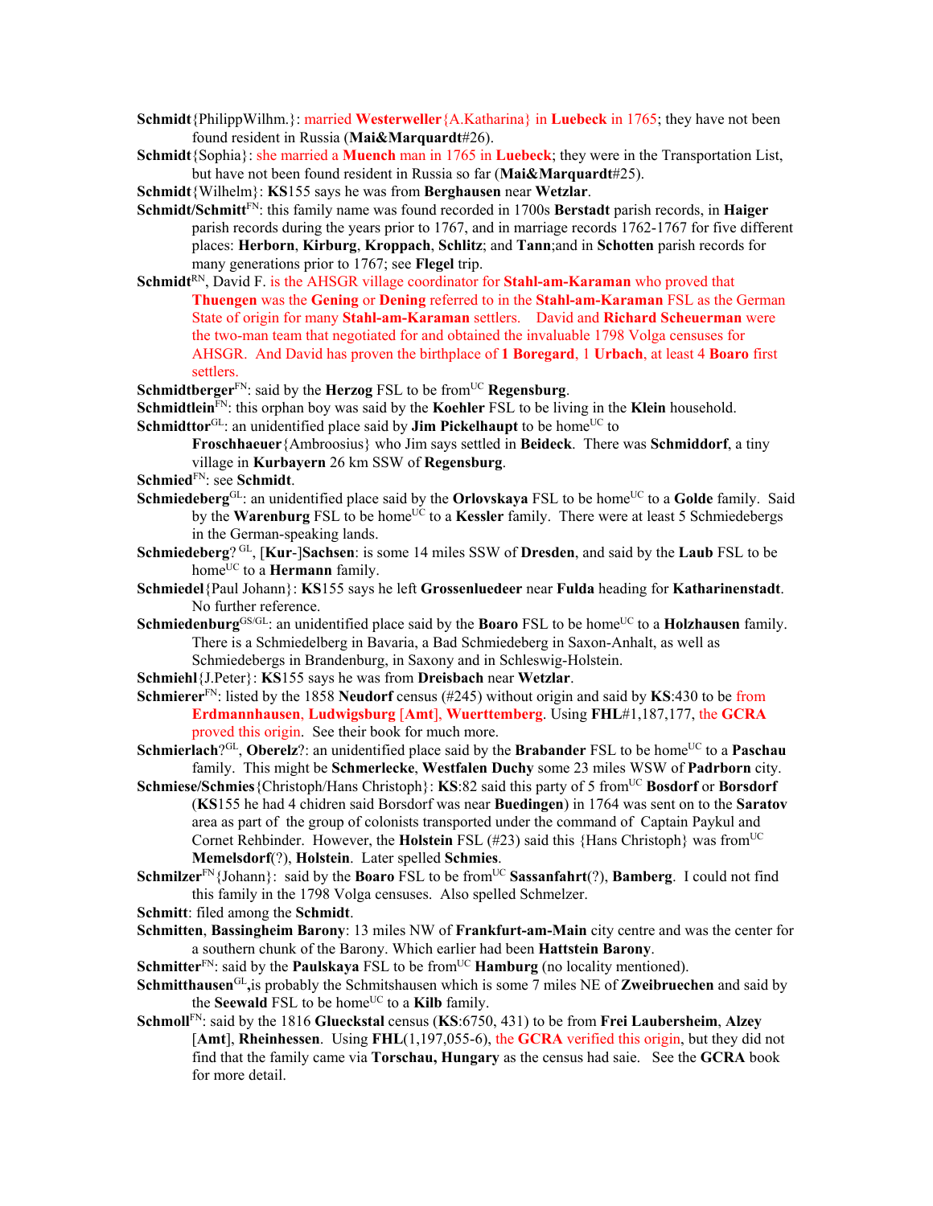**Schmidt**{PhilippWilhm.}: married **Westerweller**{A.Katharina} in **Luebeck** in 1765; they have not been found resident in Russia (**Mai&Marquardt**#26).

**Schmidt**{Sophia}: she married a **Muench** man in 1765 in **Luebeck**; they were in the Transportation List, but have not been found resident in Russia so far (**Mai&Marquardt**#25).

**Schmidt**{Wilhelm}: **KS**155 says he was from **Berghausen** near **Wetzlar**.

**Schmidt/Schmitt**FN: this family name was found recorded in 1700s **Berstadt** parish records, in **Haiger** parish records during the years prior to 1767, and in marriage records 1762-1767 for five different places: **Herborn**, **Kirburg**, **Kroppach**, **Schlitz**; and **Tann**;and in **Schotten** parish records for many generations prior to 1767; see **Flegel** trip.

**Schmidt**RN, David F. is the AHSGR village coordinator for **Stahl-am-Karaman** who proved that **Thuengen** was the **Gening** or **Dening** referred to in the **Stahl-am-Karaman** FSL as the German State of origin for many **Stahl-am-Karaman** settlers. David and **Richard Scheuerman** were the two-man team that negotiated for and obtained the invaluable 1798 Volga censuses for AHSGR. And David has proven the birthplace of **1 Boregard**, 1 **Urbach**, at least 4 **Boaro** first settlers.

**Schmidtberger**FN: said by the **Herzog** FSL to be fromUC **Regensburg**.

**Schmidtlein**FN: this orphan boy was said by the **Koehler** FSL to be living in the **Klein** household.

**Schmidttor**GL: an unidentified place said by **Jim Pickelhaupt** to be homeUC to **Froschhaeuer**{Ambroosius} who Jim says settled in **Beideck**. There was **Schmiddorf**, a tiny village in **Kurbayern** 26 km SSW of **Regensburg**.

**Schmied**FN: see **Schmidt**.

**Schmiedeberg**GL: an unidentified place said by the **Orlovskaya** FSL to be homeUC to a **Golde** family. Said by the **Warenburg** FSL to be homeUC to a **Kessler** family. There were at least 5 Schmiedebergs in the German-speaking lands.

**Schmiedeberg**? GL, [**Kur**-]**Sachsen**: is some 14 miles SSW of **Dresden**, and said by the **Laub** FSL to be homeUC to a **Hermann** family.

**Schmiedel**{Paul Johann}: **KS**155 says he left **Grossenluedeer** near **Fulda** heading for **Katharinenstadt**. No further reference.

**Schmiedenburg**GS/GL: an unidentified place said by the **Boaro** FSL to be homeUC to a **Holzhausen** family. There is a Schmiedelberg in Bavaria, a Bad Schmiedeberg in Saxon-Anhalt, as well as Schmiedebergs in Brandenburg, in Saxony and in Schleswig-Holstein.

**Schmiehl**{J.Peter}: **KS**155 says he was from **Dreisbach** near **Wetzlar**.

**Schmierer**FN: listed by the 1858 **Neudorf** census (#245) without origin and said by **KS**:430 to be from **Erdmannhausen**, **Ludwigsburg** [**Amt**], **Wuerttemberg**. Using **FHL**#1,187,177, the **GCRA** proved this origin. See their book for much more.

**Schmierlach**?GL, **Oberelz**?: an unidentified place said by the **Brabander** FSL to be homeUC to a **Paschau** family. This might be **Schmerlecke**, **Westfalen Duchy** some 23 miles WSW of **Padrborn** city.

**Schmiese/Schmies**{Christoph/Hans Christoph}: **KS**:82 said this party of 5 fromUC **Bosdorf** or **Borsdorf** (**KS**155 he had 4 chidren said Borsdorf was near **Buedingen**) in 1764 was sent on to the **Saratov** area as part of the group of colonists transported under the command of Captain Paykul and Cornet Rehbinder. However, the **Holstein** FSL (#23) said this {Hans Christoph} was fromUC **Memelsdorf**(?), **Holstein**. Later spelled **Schmies**.

**Schmilzer**FN{Johann}: said by the **Boaro** FSL to be fromUC **Sassanfahrt**(?), **Bamberg**. I could not find this family in the 1798 Volga censuses. Also spelled Schmelzer.

**Schmitt**: filed among the **Schmidt**.

**Schmitten**, **Bassingheim Barony**: 13 miles NW of **Frankfurt-am-Main** city centre and was the center for a southern chunk of the Barony. Which earlier had been **Hattstein Barony**.

**Schmitter**FN: said by the **Paulskaya** FSL to be fromUC **Hamburg** (no locality mentioned).

**Schmitthausen**GL**,**is probably the Schmitshausen which is some 7 miles NE of **Zweibruechen** and said by the **Seewald** FSL to be homeUC to a **Kilb** family.

**Schmoll**FN: said by the 1816 **Glueckstal** census (**KS**:6750, 431) to be from **Frei Laubersheim**, **Alzey** [**Amt**], **Rheinhessen**. Using **FHL**(1,197,055-6), the **GCRA** verified this origin, but they did not find that the family came via **Torschau, Hungary** as the census had saie. See the **GCRA** book for more detail.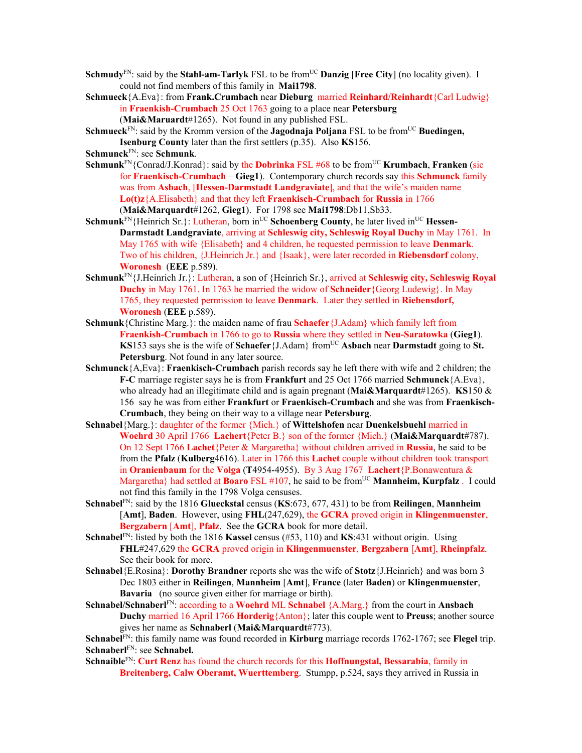**Schmudy**[FN]: said by the **Stahl-am-Tarlyk** FSL to be from[UC] **Danzig** [**Free City**] (no locality given). I could not find members of this family in **Mai1798**.

**Schmueck**{A.Eva}: from **Frank.Crumbach** near **Dieburg** married **Reinhard/Reinhardt**{Carl Ludwig} in **Fraenkish-Crumbach** 25 Oct 1763 going to a place near **Petersburg** (**Mai&Maruardt**#1265). Not found in any published FSL.

**Schmueck**[FN]: said by the Kromm version of the **Jagodnaja Poljana** FSL to be from[UC] **Buedingen, Isenburg County** later than the first settlers (p.35). Also **KS**156.

**Schmunck**[FN]: see **Schmunk**.

**Schmunk**[FN]{Conrad/J.Konrad}: said by the **Dobrinka** FSL #68 to be from[UC] **Krumbach**, **Franken** (sic for **Fraenkisch-Crumbach** – **Gieg1**). Contemporary church records say this **Schmunck** family was from **Asbach**, [**Hessen-Darmstadt Landgraviate**], and that the wife's maiden name **Lo(t)z**{A.Elisabeth} and that they left **Fraenkisch-Crumbach** for **Russia** in 1766 (**Mai&Marquardt**#1262, **Gieg1**). For 1798 see **Mai1798**:Db11,Sb33.

**Schmunk**[FN]{Heinrich Sr.}: Lutheran, born in[UC] **Schoenberg County**, he later lived in[UC] **Hessen-Darmstadt Landgraviate**, arriving at **Schleswig city, Schleswig Royal Duchy** in May 1761. In May 1765 with wife {Elisabeth} and 4 children, he requested permission to leave **Denmark**. Two of his children, {J.Heinrich Jr.} and {Isaak}, were later recorded in **Riebensdorf** colony, **Woronesh** (**EEE** p.589).

**Schmunk**[FN]{J.Heinrich Jr.}: Lutheran, a son of {Heinrich Sr.}, arrived at **Schleswig city, Schleswig Royal Duchy** in May 1761. In 1763 he married the widow of **Schneider**{Georg Ludewig}. In May 1765, they requested permission to leave **Denmark**. Later they settled in **Riebensdorf, Woronesh** (**EEE** p.589).

**Schmunk**{Christine Marg.}: the maiden name of frau **Schaefer**{J.Adam} which family left from **Fraenkish-Crumbach** in 1766 to go to **Russia** where they settled in **Neu-Saratowka** (**Gieg1**). **KS**153 says she is the wife of **Schaefer**{J.Adam} from[UC] **Asbach** near **Darmstadt** going to **St. Petersburg**. Not found in any later source.

**Schmunck**{A,Eva}: **Fraenkisch-Crumbach** parish records say he left there with wife and 2 children; the **F-C** marriage register says he is from **Frankfurt** and 25 Oct 1766 married **Schmunck**{A.Eva}, who already had an illegitimate child and is again pregnant (**Mai&Marquardt**#1265). **KS**150 & 156 say he was from either **Frankfurt** or **Fraenkisch-Crumbach** and she was from **Fraenkisch-Crumbach**, they being on their way to a village near **Petersburg**.

**Schnabel**{Marg.}: daughter of the former {Mich.} of **Wittelshofen** near **Duenkelsbuehl** married in **Woehrd** 30 April 1766 **Lachert**{Peter B.} son of the former {Mich.} (**Mai&Marquardt**#787). On 12 Sept 1766 **Lachet**{Peter & Margaretha} without children arrived in **Russia**, he said to be from the **Pfalz** (**Kulberg**4616). Later in 1766 this **Lachet** couple without children took transport in **Oranienbaum** for the **Volga** (**T**4954-4955). By 3 Aug 1767 **Lachert**{P.Bonawentura & Margaretha} had settled at **Boaro** FSL #107, he said to be from[UC] **Mannheim, Kurpfalz** . I could not find this family in the 1798 Volga censuses.

**Schnabel**[FN]: said by the 1816 **Glueckstal** census (**KS**:673, 677, 431) to be from **Reilingen**, **Mannheim** [**Amt**], **Baden**. However, using **FHL**(247,629), the **GCRA** proved origin in **Klingenmuenster**, **Bergzabern** [**Amt**], **Pfalz**. See the **GCRA** book for more detail.

**Schnabel**[FN]: listed by both the 1816 **Kassel** census (#53, 110) and **KS**:431 without origin. Using **FHL**#247,629 the **GCRA** proved origin in **Klingenmuenster**, **Bergzabern** [**Amt**], **Rheinpfalz**. See their book for more.

**Schnabel**{E.Rosina}: **Dorothy Brandner** reports she was the wife of **Stotz**{J.Heinrich} and was born 3 Dec 1803 either in **Reilingen**, **Mannheim** [**Amt**], **France** (later **Baden**) or **Klingenmuenster**, **Bavaria** (no source given either for marriage or birth).

**Schnabel/Schnaberl**[FN]: according to a **Woehrd** ML **Schnabel** {A.Marg.} from the court in **Ansbach Duchy** married 16 April 1766 **Horderig**{Anton}; later this couple went to **Preuss**; another source gives her name as **Schnaberl** (**Mai&Marquardt**#773).

**Schnabel**[FN]: this family name was found recorded in **Kirburg** marriage records 1762-1767; see **Flegel** trip.

**Schnaberl**[FN]: see **Schnabel.**

**Schnaible**[FN]: **Curt Renz** has found the church records for this **Hoffnungstal, Bessarabia**, family in **Breitenberg, Calw Oberamt, Wuerttemberg**. Stumpp, p.524, says they arrived in Russia in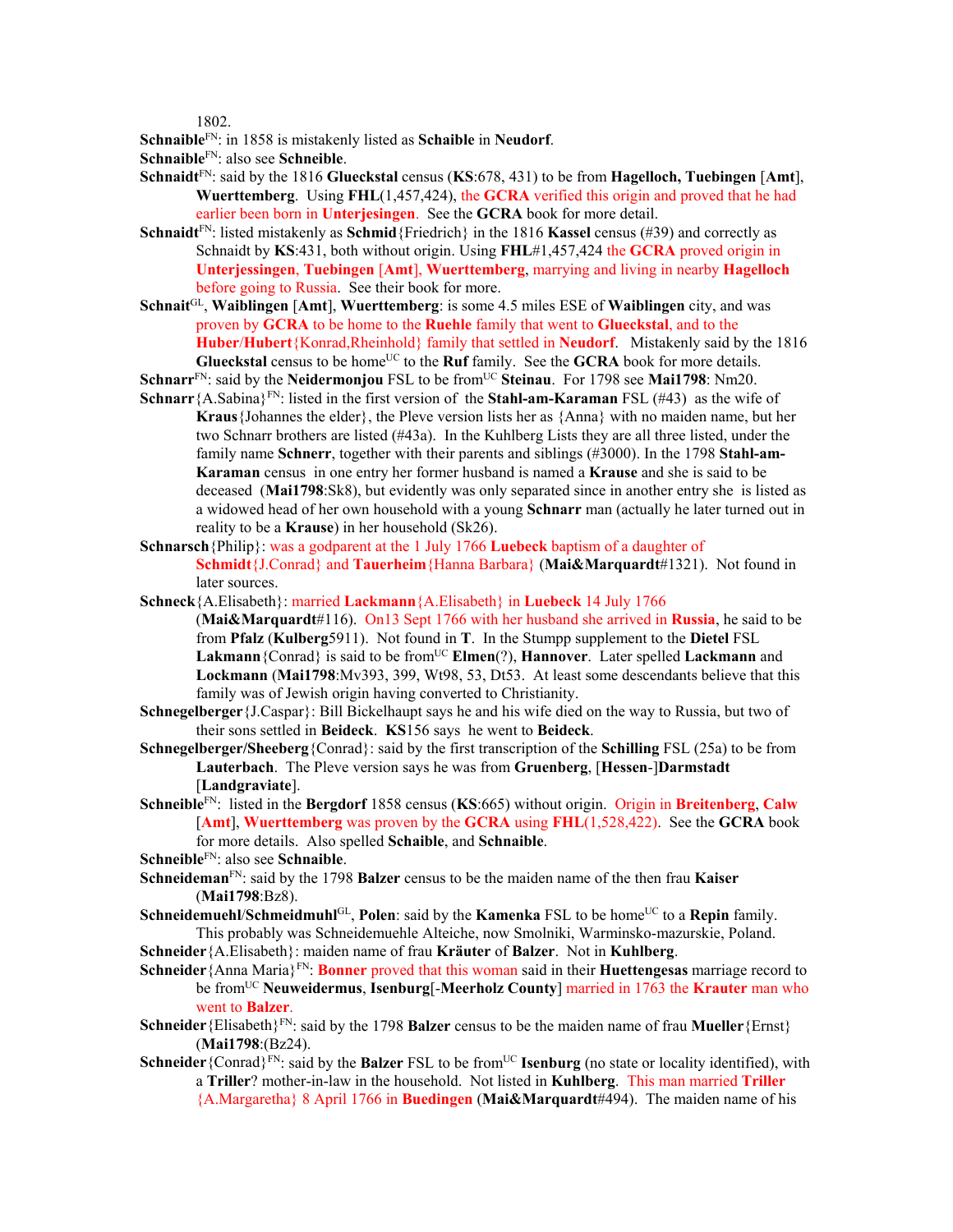1802.

**Schnaible**[FN]: in 1858 is mistakenly listed as **Schaible** in **Neudorf**.

**Schnaible**[FN]: also see **Schneible**.

**Schnaidt**[FN]: said by the 1816 **Glueckstal** census (**KS**:678, 431) to be from **Hagelloch, Tuebingen** [**Amt**], **Wuerttemberg**. Using **FHL**(1,457,424), the **GCRA** verified this origin and proved that he had earlier been born in **Unterjesingen**. See the **GCRA** book for more detail.

**Schnaidt**[FN]: listed mistakenly as **Schmid**{Friedrich} in the 1816 **Kassel** census (#39) and correctly as Schnaidt by **KS**:431, both without origin. Using **FHL**#1,457,424 the **GCRA** proved origin in **Unterjessingen**, **Tuebingen** [**Amt**], **Wuerttemberg**, marrying and living in nearby **Hagelloch** before going to Russia. See their book for more.

**Schnait**[GL], **Waiblingen** [**Amt**], **Wuerttemberg**: is some 4.5 miles ESE of **Waiblingen** city, and was proven by **GCRA** to be home to the **Ruehle** family that went to **Glueckstal**, and to the **Huber**/**Hubert**{Konrad,Rheinhold} family that settled in **Neudorf**. Mistakenly said by the 1816 **Glueckstal** census to be home[UC] to the **Ruf** family. See the **GCRA** book for more details.

**Schnarr**[FN]: said by the **Neidermonjou** FSL to be from[UC] **Steinau**. For 1798 see **Mai1798**: Nm20.

**Schnarr**{A.Sabina}[FN]: listed in the first version of the **Stahl-am-Karaman** FSL (#43) as the wife of **Kraus**{Johannes the elder}, the Pleve version lists her as {Anna} with no maiden name, but her two Schnarr brothers are listed (#43a). In the Kuhlberg Lists they are all three listed, under the family name **Schnerr**, together with their parents and siblings (#3000). In the 1798 **Stahl-am-Karaman** census in one entry her former husband is named a **Krause** and she is said to be deceased (**Mai1798**:Sk8), but evidently was only separated since in another entry she is listed as a widowed head of her own household with a young **Schnarr** man (actually he later turned out in reality to be a **Krause**) in her household (Sk26).

**Schnarsch**{Philip}: was a godparent at the 1 July 1766 **Luebeck** baptism of a daughter of **Schmidt**{J.Conrad} and **Tauerheim**{Hanna Barbara} (**Mai&Marquardt**#1321). Not found in later sources.

**Schneck**{A.Elisabeth}: married **Lackmann**{A.Elisabeth} in **Luebeck** 14 July 1766 (**Mai&Marquardt**#116). On13 Sept 1766 with her husband she arrived in **Russia**, he said to be from **Pfalz** (**Kulberg**5911). Not found in **T**. In the Stumpp supplement to the **Dietel** FSL **Lakmann**{Conrad} is said to be from[UC] **Elmen**(?), **Hannover**. Later spelled **Lackmann** and **Lockmann** (**Mai1798**:Mv393, 399, Wt98, 53, Dt53. At least some descendants believe that this family was of Jewish origin having converted to Christianity.

**Schnegelberger**{J.Caspar}: Bill Bickelhaupt says he and his wife died on the way to Russia, but two of their sons settled in **Beideck**. **KS**156 says he went to **Beideck**.

**Schnegelberger/Sheeberg**{Conrad}: said by the first transcription of the **Schilling** FSL (25a) to be from **Lauterbach**. The Pleve version says he was from **Gruenberg**, [**Hessen**-]**Darmstadt** [**Landgraviate**].

**Schneible**[FN]: listed in the **Bergdorf** 1858 census (**KS**:665) without origin. Origin in **Breitenberg**, **Calw** [**Amt**], **Wuerttemberg** was proven by the **GCRA** using **FHL**(1,528,422). See the **GCRA** book for more details. Also spelled **Schaible**, and **Schnaible**.

**Schneible**[FN]: also see **Schnaible**.

**Schneideman**[FN]: said by the 1798 **Balzer** census to be the maiden name of the then frau **Kaiser** (**Mai1798**:Bz8).

**Schneidemuehl**/**Schmeidmuhl**[GL], **Polen**: said by the **Kamenka** FSL to be home[UC] to a **Repin** family. This probably was Schneidemuehle Alteiche, now Smolniki, Warminsko-mazurskie, Poland.

**Schneider**{A.Elisabeth}: maiden name of frau **Kräuter** of **Balzer**. Not in **Kuhlberg**.

**Schneider**{Anna Maria}[FN]: **Bonner** proved that this woman said in their **Huettengesas** marriage record to be from[UC] **Neuweidermus**, **Isenburg**[-**Meerholz County**] married in 1763 the **Krauter** man who went to **Balzer**.

**Schneider**{Elisabeth}[FN]: said by the 1798 **Balzer** census to be the maiden name of frau **Mueller**{Ernst} (**Mai1798**:(Bz24).

**Schneider**{Conrad}[FN]: said by the **Balzer** FSL to be from[UC] **Isenburg** (no state or locality identified), with a **Triller**? mother-in-law in the household. Not listed in **Kuhlberg**. This man married **Triller** {A.Margaretha} 8 April 1766 in **Buedingen** (**Mai&Marquardt**#494). The maiden name of his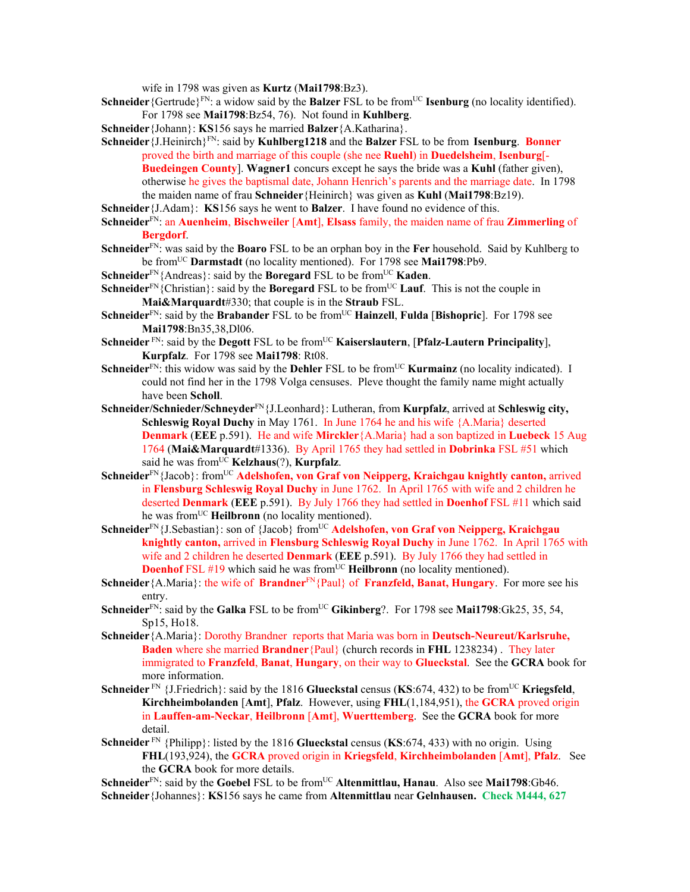wife in 1798 was given as **Kurtz** (**Mai1798**:Bz3).

**Schneider**{Gertrude}[FN]: a widow said by the **Balzer** FSL to be from[UC] **Isenburg** (no locality identified). For 1798 see **Mai1798**:Bz54, 76). Not found in **Kuhlberg**.

**Schneider**{Johann}: **KS**156 says he married **Balzer**{A.Katharina}.

**Schneider**{J.Heinirch}[FN]: said by **Kuhlberg1218** and the **Balzer** FSL to be from **Isenburg**. **Bonner** proved the birth and marriage of this couple (she nee **Ruehl**) in **Duedelsheim**, **Isenburg**[-**Buedeingen County**]. **Wagner1** concurs except he says the bride was a **Kuhl** (father given), otherwise he gives the baptismal date, Johann Henrich's parents and the marriage date. In 1798 the maiden name of frau **Schneider**{Heinirch} was given as **Kuhl** (**Mai1798**:Bz19).

**Schneider**{J.Adam}: **KS**156 says he went to **Balzer**. I have found no evidence of this.

**Schneider**[FN]: an **Auenheim**, **Bischweiler** [**Amt**], **Elsass** family, the maiden name of frau **Zimmerling** of **Bergdorf**.

**Schneider**[FN]: was said by the **Boaro** FSL to be an orphan boy in the **Fer** household. Said by Kuhlberg to be from[UC] **Darmstadt** (no locality mentioned). For 1798 see **Mai1798**:Pb9.

**Schneider**[FN]{Andreas}: said by the **Boregard** FSL to be from[UC] **Kaden**.

**Schneider**[FN]{Christian}: said by the **Boregard** FSL to be from[UC] **Lauf**. This is not the couple in **Mai&Marquardt**#330; that couple is in the **Straub** FSL.

**Schneider**[FN]: said by the **Brabander** FSL to be from[UC] **Hainzell**, **Fulda** [**Bishopric**]. For 1798 see **Mai1798**:Bn35,38,Dl06.

**Schneider** [FN]: said by the **Degott** FSL to be from[UC] **Kaiserslautern**, [**Pfalz-Lautern Principality**], **Kurpfalz**. For 1798 see **Mai1798**: Rt08.

**Schneider**[FN]: this widow was said by the **Dehler** FSL to be from[UC] **Kurmainz** (no locality indicated). I could not find her in the 1798 Volga censuses. Pleve thought the family name might actually have been **Scholl**.

**Schneider/Schnieder/Schneyder**[FN]{J.Leonhard}: Lutheran, from **Kurpfalz**, arrived at **Schleswig city, Schleswig Royal Duchy** in May 1761. In June 1764 he and his wife {A.Maria} deserted **Denmark** (**EEE** p.591). He and wife **Mirckler**{A.Maria} had a son baptized in **Luebeck** 15 Aug 1764 (**Mai&Marquardt**#1336). By April 1765 they had settled in **Dobrinka** FSL #51 which said he was from[UC] **Kelzhaus**(?), **Kurpfalz**.

**Schneider**[FN]{Jacob}: from[UC] **Adelshofen, von Graf von Neipperg, Kraichgau knightly canton,** arrived in **Flensburg Schleswig Royal Duchy** in June 1762. In April 1765 with wife and 2 children he deserted **Denmark** (**EEE** p.591). By July 1766 they had settled in **Doenhof** FSL #11 which said he was from[UC] **Heilbronn** (no locality mentioned).

**Schneider**[FN]{J.Sebastian}: son of {Jacob} from[UC] **Adelshofen, von Graf von Neipperg, Kraichgau knightly canton,** arrived in **Flensburg Schleswig Royal Duchy** in June 1762. In April 1765 with wife and 2 children he deserted **Denmark** (**EEE** p.591). By July 1766 they had settled in **Doenhof** FSL #19 which said he was from[UC] **Heilbronn** (no locality mentioned).

**Schneider**{A.Maria}: the wife of **Brandner**[FN]{Paul} of **Franzfeld, Banat, Hungary**. For more see his entry.

**Schneider**[FN]: said by the **Galka** FSL to be from[UC] **Gikinberg**?. For 1798 see **Mai1798**:Gk25, 35, 54, Sp15, Ho18.

**Schneider**{A.Maria}: Dorothy Brandner reports that Maria was born in **Deutsch-Neureut/Karlsruhe, Baden** where she married **Brandner**{Paul} (church records in **FHL** 1238234) . They later immigrated to **Franzfeld**, **Banat**, **Hungary**, on their way to **Glueckstal**. See the **GCRA** book for more information.

**Schneider** [FN] {J.Friedrich}: said by the 1816 **Glueckstal** census (**KS**:674, 432) to be from[UC] **Kriegsfeld**, **Kirchheimbolanden** [**Amt**], **Pfalz**. However, using **FHL**(1,184,951), the **GCRA** proved origin in **Lauffen-am-Neckar**, **Heilbronn** [**Amt**], **Wuerttemberg**. See the **GCRA** book for more detail.

**Schneider** [FN] {Philipp}: listed by the 1816 **Glueckstal** census (**KS**:674, 433) with no origin. Using **FHL**(193,924), the **GCRA** proved origin in **Kriegsfeld**, **Kirchheimbolanden** [**Amt**], **Pfalz**. See the **GCRA** book for more details.

**Schneider**[FN]: said by the **Goebel** FSL to be from[UC] **Altenmittlau, Hanau**. Also see **Mai1798**:Gb46.

**Schneider**{Johannes}: **KS**156 says he came from **Altenmittlau** near **Gelnhausen.** **Check M444, 627**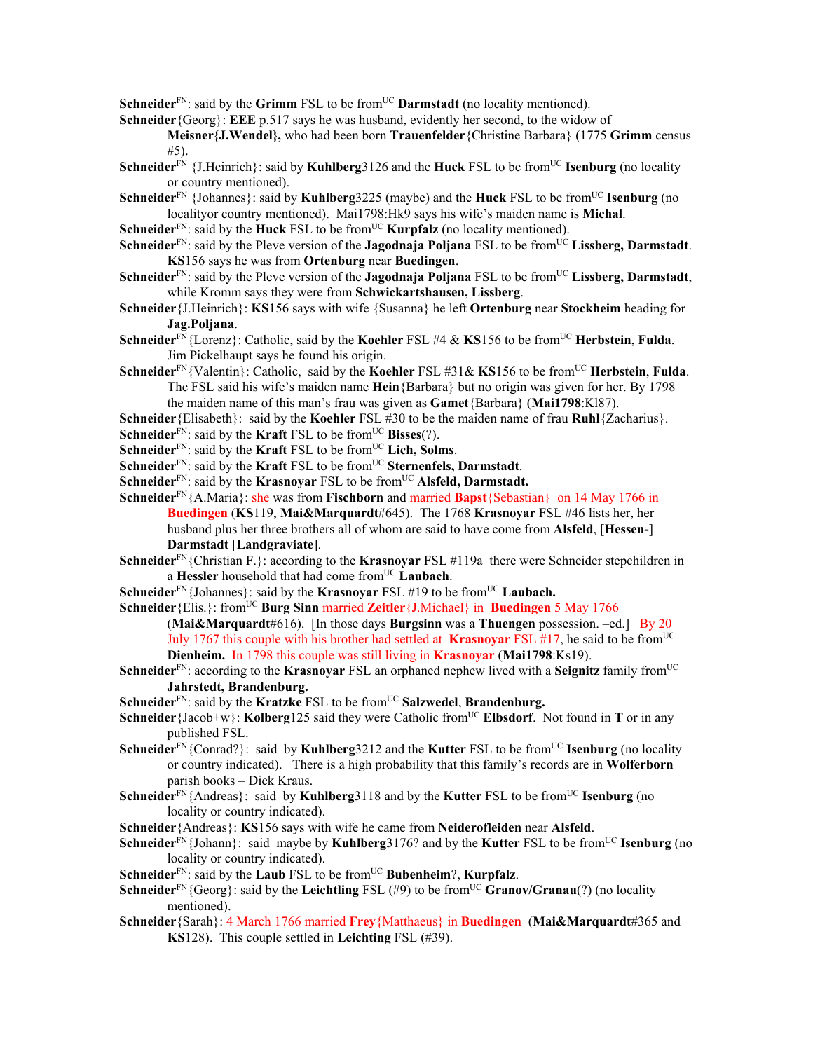**Schneider**[FN]: said by the **Grimm** FSL to be from[UC] **Darmstadt** (no locality mentioned).

**Schneider**{Georg}: **EEE** p.517 says he was husband, evidently her second, to the widow of **Meisner{J.Wendel},** who had been born **Trauenfelder**{Christine Barbara} (1775 **Grimm** census #5).

**Schneider**[FN] {J.Heinrich}: said by **Kuhlberg**3126 and the **Huck** FSL to be from[UC] **Isenburg** (no locality or country mentioned).

**Schneider**[FN] {Johannes}: said by **Kuhlberg**3225 (maybe) and the **Huck** FSL to be from[UC] **Isenburg** (no localityor country mentioned). Mai1798:Hk9 says his wife's maiden name is **Michal**.

**Schneider**[FN]: said by the **Huck** FSL to be from[UC] **Kurpfalz** (no locality mentioned).

**Schneider**[FN]: said by the Pleve version of the **Jagodnaja Poljana** FSL to be from[UC] **Lissberg, Darmstadt**. **KS**156 says he was from **Ortenburg** near **Buedingen**.

**Schneider**[FN]: said by the Pleve version of the **Jagodnaja Poljana** FSL to be from[UC] **Lissberg, Darmstadt**, while Kromm says they were from **Schwickartshausen, Lissberg**.

**Schneider**{J.Heinrich}: **KS**156 says with wife {Susanna} he left **Ortenburg** near **Stockheim** heading for **Jag.Poljana**.

**Schneider**[FN]{Lorenz}: Catholic, said by the **Koehler** FSL #4 & **KS**156 to be from[UC] **Herbstein**, **Fulda**. Jim Pickelhaupt says he found his origin.

**Schneider**[FN]{Valentin}: Catholic, said by the **Koehler** FSL #31& **KS**156 to be from[UC] **Herbstein**, **Fulda**. The FSL said his wife's maiden name **Hein**{Barbara} but no origin was given for her. By 1798 the maiden name of this man's frau was given as **Gamet**{Barbara} (**Mai1798**:Kl87).

**Schneider**{Elisabeth}: said by the **Koehler** FSL #30 to be the maiden name of frau **Ruhl**{Zacharius}.

**Schneider**[FN]: said by the **Kraft** FSL to be from[UC] **Bisses**(?).

**Schneider**[FN]: said by the **Kraft** FSL to be from[UC] **Lich, Solms**.

**Schneider**[FN]: said by the **Kraft** FSL to be from[UC] **Sternenfels, Darmstadt**.

**Schneider**[FN]: said by the **Krasnoyar** FSL to be from[UC] **Alsfeld, Darmstadt.**

**Schneider**[FN]{A.Maria}: she was from **Fischborn** and married **Bapst**{Sebastian} on 14 May 1766 in **Buedingen** (**KS**119, **Mai&Marquardt**#645). The 1768 **Krasnoyar** FSL #46 lists her, her husband plus her three brothers all of whom are said to have come from **Alsfeld**, [**Hessen-**] **Darmstadt** [**Landgraviate**].

**Schneider**[FN]{Christian F.}: according to the **Krasnoyar** FSL #119a there were Schneider stepchildren in a **Hessler** household that had come from[UC] **Laubach**.

**Schneider**[FN]{Johannes}: said by the **Krasnoyar** FSL #19 to be from[UC] **Laubach.**

**Schneider**{Elis.}: from[UC] **Burg Sinn** married **Zeitler**{J.Michael} in **Buedingen** 5 May 1766 (**Mai&Marquardt**#616). [In those days **Burgsinn** was a **Thuengen** possession. –ed.] By 20 July 1767 this couple with his brother had settled at **Krasnoyar** FSL #17, he said to be from[UC] **Dienheim.** In 1798 this couple was still living in **Krasnoyar** (**Mai1798**:Ks19).

**Schneider**[FN]: according to the **Krasnoyar** FSL an orphaned nephew lived with a **Seignitz** family from[UC] **Jahrstedt, Brandenburg.**

**Schneider**[FN]: said by the **Kratzke** FSL to be from[UC] **Salzwedel**, **Brandenburg.**

**Schneider**{Jacob+w}: **Kolberg**125 said they were Catholic from[UC] **Elbsdorf**. Not found in **T** or in any published FSL.

**Schneider**[FN]{Conrad?}: said by **Kuhlberg**3212 and the **Kutter** FSL to be from[UC] **Isenburg** (no locality or country indicated). There is a high probability that this family's records are in **Wolferborn** parish books – Dick Kraus.

**Schneider**[FN]{Andreas}: said by **Kuhlberg**3118 and by the **Kutter** FSL to be from[UC] **Isenburg** (no locality or country indicated).

**Schneider**{Andreas}: **KS**156 says with wife he came from **Neiderofleiden** near **Alsfeld**.

**Schneider**[FN]{Johann}: said maybe by **Kuhlberg**3176? and by the **Kutter** FSL to be from[UC] **Isenburg** (no locality or country indicated).

**Schneider**[FN]: said by the **Laub** FSL to be from[UC] **Bubenheim**?, **Kurpfalz**.

**Schneider**[FN]{Georg}: said by the **Leichtling** FSL (#9) to be from[UC] **Granov/Granau**(?) (no locality mentioned).

**Schneider**{Sarah}: 4 March 1766 married **Frey**{Matthaeus} in **Buedingen** (**Mai&Marquardt**#365 and **KS**128). This couple settled in **Leichting** FSL (#39).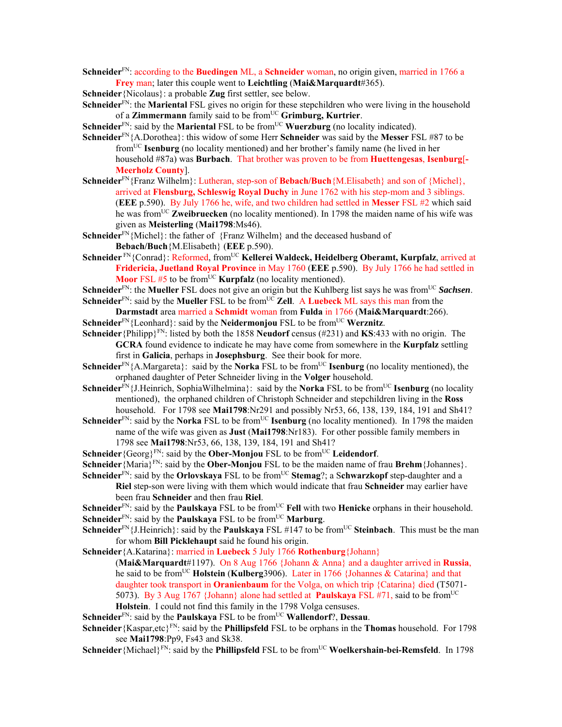**Schneider**FN: according to the **Buedingen** ML, a **Schneider** woman, no origin given, married in 1766 a **Frey** man; later this couple went to **Leichtling** (**Mai&Marquardt**#365).

**Schneider**{Nicolaus}: a probable **Zug** first settler, see below.

**Schneider**FN: the **Mariental** FSL gives no origin for these stepchildren who were living in the household of a **Zimmermann** family said to be fromUC **Grimburg, Kurtrier**.

**Schneider**FN: said by the **Mariental** FSL to be fromUC **Wuerzburg** (no locality indicated).

**Schneider**FN{A.Dorothea}: this widow of some Herr **Schneider** was said by the **Messer** FSL #87 to be fromUC **Isenburg** (no locality mentioned) and her brother's family name (he lived in her household #87a) was **Burbach**. That brother was proven to be from **Huettengesas**, **Isenburg**[-**Meerholz County**].

**Schneider**FN{Franz Wilhelm}: Lutheran, step-son of **Bebach**/**Buch**{M.Elisabeth} and son of {Michel}, arrived at **Flensburg, Schleswig Royal Duchy** in June 1762 with his step-mom and 3 siblings. (**EEE** p.590). By July 1766 he, wife, and two children had settled in **Messer** FSL #2 which said he was fromUC **Zweibruecken** (no locality mentioned). In 1798 the maiden name of his wife was given as **Meisterling** (**Mai1798**:Ms46).

**Schneider**FN{Michel}: the father of {Franz Wilhelm} and the deceased husband of **Bebach**/**Buch**{M.Elisabeth} (**EEE** p.590).

**Schneider** FN{Conrad}: Reformed, fromUC **Kellerei Waldeck, Heidelberg Oberamt, Kurpfalz**, arrived at **Fridericia, Juetland Royal Province** in May 1760 (**EEE** p.590). By July 1766 he had settled in **Moor** FSL #5 to be fromUC **Kurpfalz** (no locality mentioned).

**Schneider**FN: the **Mueller** FSL does not give an origin but the Kuhlberg list says he was fromUC ***Sachsen***.

**Schneider**FN: said by the **Mueller** FSL to be fromUC **Zell**. A **Luebeck** ML says this man from the **Darmstadt** area married a **Schmidt** woman from **Fulda** in 1766 (**Mai&Marquardt**:266).

**Schneider**FN{Leonhard}: said by the **Neidermonjou** FSL to be fromUC **Werznitz**.

**Schneider**{Philipp}FN: listed by both the 1858 **Neudorf** census (#231) and **KS**:433 with no origin. The **GCRA** found evidence to indicate he may have come from somewhere in the **Kurpfalz** settling first in **Galicia**, perhaps in **Josephsburg**. See their book for more.

**Schneider**FN{A.Margareta}: said by the **Norka** FSL to be fromUC **Isenburg** (no locality mentioned), the orphaned daughter of Peter Schneider living in the **Volger** household.

**Schneider**FN{J.Heinrich, SophiaWilhelmina}: said by the **Norka** FSL to be fromUC **Isenburg** (no locality mentioned), the orphaned children of Christoph Schneider and stepchildren living in the **Ross** household. For 1798 see **Mai1798**:Nr291 and possibly Nr53, 66, 138, 139, 184, 191 and Sh41?

**Schneider**FN: said by the **Norka** FSL to be fromUC **Isenburg** (no locality mentioned). In 1798 the maiden name of the wife was given as **Just** (**Mai1798**:Nr183). For other possible family members in 1798 see **Mai1798**:Nr53, 66, 138, 139, 184, 191 and Sh41?

**Schneider**{Georg}FN: said by the **Ober-Monjou** FSL to be fromUC **Leidendorf**.

**Schneider**{Maria}FN: said by the **Ober-Monjou** FSL to be the maiden name of frau **Brehm**{Johannes}.

**Schneider**FN: said by the **Orlovskaya** FSL to be fromUC **Stemag**?; a S**chwarzkopf** step-daughter and a **Riel** step-son were living with them which would indicate that frau **Schneider** may earlier have been frau **Schneider** and then frau **Riel**.

**Schneider**FN: said by the **Paulskaya** FSL to be fromUC **Fell** with two **Henicke** orphans in their household.

**Schneider**FN: said by the **Paulskaya** FSL to be fromUC **Marburg**.

**Schneider**FN{J.Heinrich}: said by the **Paulskaya** FSL #147 to be fromUC **Steinbach**. This must be the man for whom **Bill Picklehaupt** said he found his origin.

**Schneider**{A.Katarina}: married in **Luebeck** 5 July 1766 **Rothenburg**{Johann} (**Mai&Marquardt**#1197). On 8 Aug 1766 {Johann & Anna} and a daughter arrived in **Russia**, he said to be fromUC **Holstein** (**Kulberg**3906). Later in 1766 {Johannes & Catarina} and that daughter took transport in **Oranienbaum** for the Volga, on which trip {Catarina} died (T5071-5073). By 3 Aug 1767 {Johann} alone had settled at **Paulskaya** FSL #71, said to be fromUC **Holstein**. I could not find this family in the 1798 Volga censuses.

**Schneider**FN: said by the **Paulskaya** FSL to be fromUC **Wallendorf**?, **Dessau**.

**Schneider**{Kaspar,etc}FN: said by the **Phillipsfeld** FSL to be orphans in the **Thomas** household. For 1798 see **Mai1798**:Pp9, Fs43 and Sk38.

**Schneider**{Michael}FN: said by the **Phillipsfeld** FSL to be fromUC **Woelkershain-bei-Remsfeld**. In 1798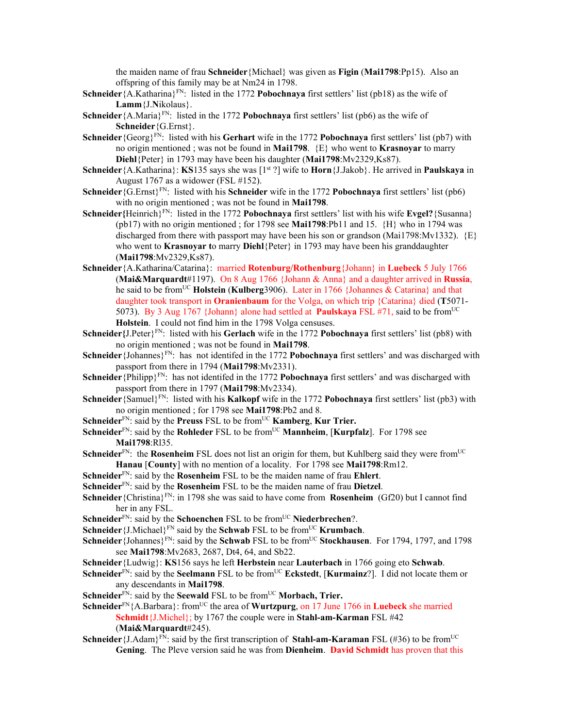the maiden name of frau **Schneider**{Michael} was given as **Figin** (**Mai1798**:Pp15). Also an offspring of this family may be at Nm24 in 1798.

**Schneider**{A.Katharina}[FN]: listed in the 1772 **Pobochnaya** first settlers' list (pb18) as the wife of **Lamm**{J.**N**ikolaus}.

**Schneider**{A.Maria}[FN]: listed in the 1772 **Pobochnaya** first settlers' list (pb6) as the wife of **Schneider**{G.Ernst}.

**Schneider**{Georg}[FN]: listed with his **Gerhart** wife in the 1772 **Pobochnaya** first settlers' list (pb7) with no origin mentioned ; was not be found in **Mai1798**. {E} who went to **Krasnoyar** to marry **Diehl**{Peter} in 1793 may have been his daughter (**Mai1798**:Mv2329,Ks87).

**Schneider**{A.Katharina}: **KS**135 says she was [1st ?] wife to **Horn**{J.Jakob}. He arrived in **Paulskaya** in August 1767 as a widower (FSL #152).

**Schneider**{G.Ernst}[FN]: listed with his **Schneider** wife in the 1772 **Pobochnaya** first settlers' list (pb6) with no origin mentioned ; was not be found in **Mai1798**.

**Schneider{**Heinrich}[FN]: listed in the 1772 **Pobochnaya** first settlers' list with his wife **Evgel?**{Susanna} (pb17) with no origin mentioned ; for 1798 see **Mai1798**:Pb11 and 15. {H} who in 1794 was discharged from there with passport may have been his son or grandson (Mai1798:Mv1332). {E} who went to **Krasnoyar** to marry **Diehl**{Peter} in 1793 may have been his granddaughter (**Mai1798**:Mv2329,Ks87).

**Schneider**{A.Katharina/Catarina}: married **Rotenburg/Rothenburg**{Johann} in **Luebeck** 5 July 1766 (**Mai&Marquardt**#1197). On 8 Aug 1766 {Johann & Anna} and a daughter arrived in **Russia**, he said to be from[UC] **Holstein** (**Kulberg**3906). Later in 1766 {Johannes & Catarina} and that daughter took transport in **Oranienbaum** for the Volga, on which trip {Catarina} died (**T**5071-5073). By 3 Aug 1767 {Johann} alone had settled at **Paulskaya** FSL #71, said to be from[UC] **Holstein**. I could not find him in the 1798 Volga censuses.

**Schneider{**J.Peter}[FN]: listed with his **Gerlach** wife in the 1772 **Pobochnaya** first settlers' list (pb8) with no origin mentioned ; was not be found in **Mai1798**.

**Schneider**{Johannes}[FN]: has not identifed in the 1772 **Pobochnaya** first settlers' and was discharged with passport from there in 1794 (**Mai1798**:Mv2331).

**Schneider**{Philipp}[FN]: has not identifed in the 1772 **Pobochnaya** first settlers' and was discharged with passport from there in 1797 (**Mai1798**:Mv2334).

**Schneider**{Samuel}[FN]: listed with his **Kalkopf** wife in the 1772 **Pobochnaya** first settlers' list (pb3) with no origin mentioned ; for 1798 see **Mai1798**:Pb2 and 8.

**Schneider**[FN]: said by the **Preuss** FSL to be from[UC] **Kamberg**, **Kur Trier.**

**Schneider**[FN]: said by the **Rohleder** FSL to be from[UC] **Mannheim**, [**Kurpfalz**]. For 1798 see **Mai1798**:Rl35.

**Schneider**[FN]: the **Rosenheim** FSL does not list an origin for them, but Kuhlberg said they were from[UC] **Hanau** [**County**] with no mention of a locality. For 1798 see **Mai1798**:Rm12.

**Schneider**[FN]: said by the **Rosenheim** FSL to be the maiden name of frau **Ehlert**.

**Schneider**[FN]: said by the **Rosenheim** FSL to be the maiden name of frau **Dietzel**.

**Schneider**{Christina}[FN]: in 1798 she was said to have come from **Rosenheim** (Gf20) but I cannot find her in any FSL.

**Schneider**[FN]: said by the **Schoenchen** FSL to be from[UC] **Niederbrechen**?.

**Schneider**{J.Michael}[FN] said by the **Schwab** FSL to be from[UC] **Krumbach**.

**Schneider**{Johannes}[FN]: said by the **Schwab** FSL to be from[UC] **Stockhausen**. For 1794, 1797, and 1798 see **Mai1798**:Mv2683, 2687, Dt4, 64, and Sb22.

**Schneider**{Ludwig}: **KS**156 says he left **Herbstein** near **Lauterbach** in 1766 going eto **Schwab**.

**Schneider**[FN]: said by the **Seelmann** FSL to be from[UC] **Eckstedt**, [**Kurmainz**?]. I did not locate them or any descendants in **Mai1798**.

**Schneider**[FN]: said by the **Seewald** FSL to be from[UC] **Morbach, Trier.**

**Schneider**[FN]{A.Barbara}: from[UC] the area of **Wurtzpurg**, on 17 June 1766 in **Luebeck** she married **Schmidt**{J.Michel}; by 1767 the couple were in **Stahl-am-Karman** FSL #42 (**Mai&Marquardt**#245).

**Schneider**{J.Adam}[FN]: said by the first transcription of **Stahl-am-Karaman** FSL (#36) to be from[UC] **Gening**. The Pleve version said he was from **Dienheim**. **David Schmidt** has proven that this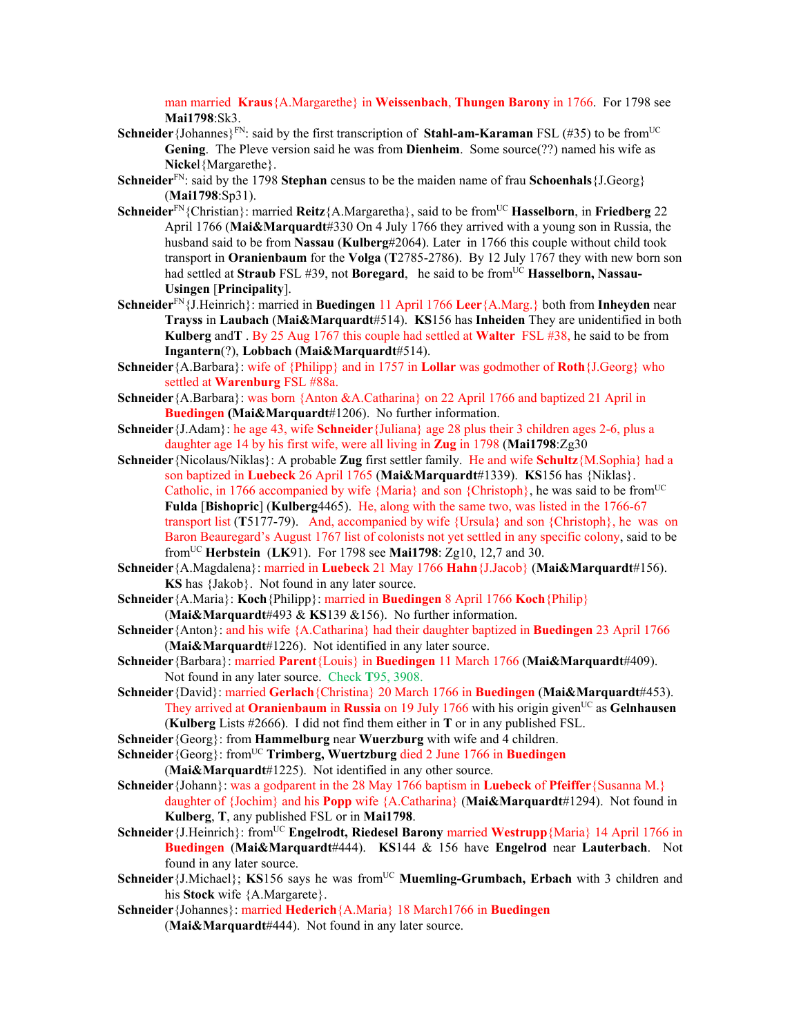man married **Kraus**{A.Margarethe} in **Weissenbach**, **Thungen Barony** in 1766. For 1798 see **Mai1798**:Sk3.

**Schneider**{Johannes}[FN]: said by the first transcription of **Stahl-am-Karaman** FSL (#35) to be from[UC] **Gening**. The Pleve version said he was from **Dienheim**. Some source(??) named his wife as **Nicke**l{Margarethe}.

**Schneider**[FN]: said by the 1798 **Stephan** census to be the maiden name of frau **Schoenhals**{J.Georg} (**Mai1798**:Sp31).

**Schneider**[FN]{Christian}: married **Reitz**{A.Margaretha}, said to be from[UC] **Hasselborn**, in **Friedberg** 22 April 1766 (**Mai&Marquardt**#330 On 4 July 1766 they arrived with a young son in Russia, the husband said to be from **Nassau** (**Kulberg**#2064). Later in 1766 this couple without child took transport in **Oranienbaum** for the **Volga** (**T**2785-2786). By 12 July 1767 with new born son had settled at **Straub** FSL #39, not **Boregard**, he said to be from[UC] **Hasselborn, Nassau-Usingen** [**Principality**].

**Schneider**[FN]{J.Heinrich}: married in **Buedingen** 11 April 1766 **Leer**{A.Marg.} both from **Inheyden** near **Trayss** in **Laubach** (**Mai&Marquardt**#514). **KS**156 has **Inheiden** They are unidentified in both **Kulberg** and**T** . By 25 Aug 1767 this couple had settled at **Walter** FSL #38, he said to be from **Ingantern**(?), **Lobbach** (**Mai&Marquardt**#514).

**Schneider**{A.Barbara}: wife of {Philipp} and in 1757 in **Lollar** was godmother of **Roth**{J.Georg} who settled at **Warenburg** FSL #88a.

**Schneider**{A.Barbara}: was born {Anton &A.Catharina} on 22 April 1766 and baptized 21 April in **Buedingen** (**Mai&Marquardt**#1206). No further information.

**Schneider**{J.Adam}: he age 43, wife **Schneider**{Juliana} age 28 plus their 3 children ages 2-6, plus a daughter age 14 by his first wife, were all living in **Zug** in 1798 (**Mai1798**:Zg30

**Schneider**{Nicolaus/Niklas}: A probable **Zug** first settler family. He and wife **Schultz**{M.Sophia} had a son baptized in **Luebeck** 26 April 1765 (**Mai&Marquardt**#1339). **KS**156 has {Niklas}. Catholic, in 1766 accompanied by wife {Maria} and son {Christoph}, he was said to be from[UC] **Fulda** [**Bishopric**] (**Kulberg**4465). He, along with the same two, was listed in the 1766-67 transport list (**T**5177-79). And, accompanied by wife {Ursula} and son {Christoph}, he was on Baron Beauregard's August 1767 list of colonists not yet settled in any specific colony, said to be from[UC] **Herbstein** (**LK**91). For 1798 see **Mai1798**: Zg10, 12,7 and 30.

**Schneider**{A.Magdalena}: married in **Luebeck** 21 May 1766 **Hahn**{J.Jacob} (**Mai&Marquardt**#156). **KS** has {Jakob}. Not found in any later source.

**Schneider**{A.Maria}: **Koch**{Philipp}: married in **Buedingen** 8 April 1766 **Koch**{Philip} (**Mai&Marquardt**#493 & **KS**139 &156). No further information.

**Schneider**{Anton}: and his wife {A.Catharina} had their daughter baptized in **Buedingen** 23 April 1766 (**Mai&Marquardt**#1226). Not identified in any later source.

**Schneider**{Barbara}: married **Parent**{Louis} in **Buedingen** 11 March 1766 (**Mai&Marquardt**#409). Not found in any later source. Check **T**95, 3908.

**Schneider**{David}: married **Gerlach**{Christina} 20 March 1766 in **Buedingen** (**Mai&Marquardt**#453). They arrived at **Oranienbaum** in **Russia** on 19 July 1766 with his origin given[UC] as **Gelnhausen** (**Kulberg** Lists #2666). I did not find them either in **T** or in any published FSL.

**Schneider**{Georg}: from **Hammelburg** near **Wuerzburg** with wife and 4 children.

**Schneider**{Georg}: from[UC] **Trimberg, Wuertzburg** died 2 June 1766 in **Buedingen** (**Mai&Marquardt**#1225). Not identified in any other source.

**Schneider**{Johann}: was a godparent in the 28 May 1766 baptism in **Luebeck** of **Pfeiffer**{Susanna M.} daughter of {Jochim} and his **Popp** wife {A.Catharina} (**Mai&Marquardt**#1294). Not found in **Kulberg**, **T**, any published FSL or in **Mai1798**.

**Schneider**{J.Heinrich}: from[UC] **Engelrodt, Riedesel Barony** married **Westrupp**{Maria} 14 April 1766 in **Buedingen** (**Mai&Marquardt**#444). **KS**144 & 156 have **Engelrod** near **Lauterbach**. Not found in any later source.

**Schneider**{J.Michael}; **KS**156 says he was from[UC] **Muemling-Grumbach, Erbach** with 3 children and his **Stock** wife {A.Margarete}.

**Schneider**{Johannes}: married **Hederich**{A.Maria} 18 March1766 in **Buedingen** (**Mai&Marquardt**#444). Not found in any later source.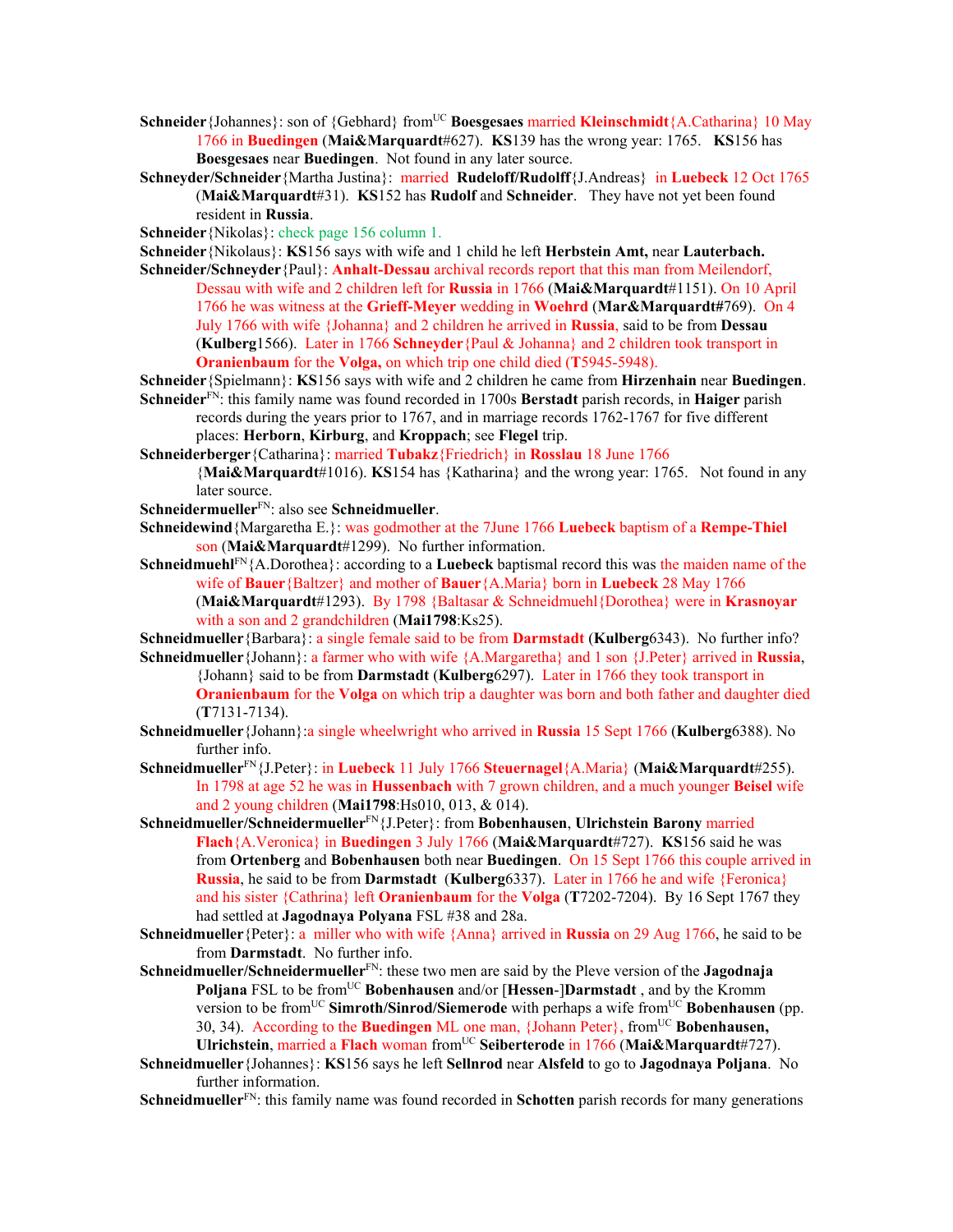**Schneider**{Johannes}: son of {Gebhard} from[UC] **Boesgesaes** married **Kleinschmidt**{A.Catharina} 10 May 1766 in **Buedingen** (**Mai&Marquardt**#627). **KS**139 has the wrong year: 1765. **KS**156 has **Boesgesaes** near **Buedingen**. Not found in any later source.

**Schneyder/Schneider**{Martha Justina}: married **Rudeloff/Rudolff**{J.Andreas} in **Luebeck** 12 Oct 1765 (**Mai&Marquardt**#31). **KS**152 has **Rudolf** and **Schneider**. They have not yet been found resident in **Russia**.

**Schneider**{Nikolas}: check page 156 column 1.

**Schneider**{Nikolaus}: **KS**156 says with wife and 1 child he left **Herbstein Amt,** near **Lauterbach.**

**Schneider/Schneyder**{Paul}: **Anhalt-Dessau** archival records report that this man from Meilendorf, Dessau with wife and 2 children left for **Russia** in 1766 (**Mai&Marquardt**#1151). On 10 April 1766 he was witness at the **Grieff-Meyer** wedding in **Woehrd** (**Mar&Marquardt#**769). On 4 July 1766 with wife {Johanna} and 2 children he arrived in **Russia**, said to be from **Dessau** (**Kulberg**1566). Later in 1766 **Schneyder**{Paul & Johanna} and 2 children took transport in **Oranienbaum** for the **Volga,** on which trip one child died (**T**5945-5948).

**Schneider**{Spielmann}: **KS**156 says with wife and 2 children he came from **Hirzenhain** near **Buedingen**.

**Schneider**[FN]: this family name was found recorded in 1700s **Berstadt** parish records, in **Haiger** parish records during the years prior to 1767, and in marriage records 1762-1767 for five different places: **Herborn**, **Kirburg**, and **Kroppach**; see **Flegel** trip.

**Schneiderberger**{Catharina}: married **Tubakz**{Friedrich} in **Rosslau** 18 June 1766 {**Mai&Marquardt**#1016). **KS**154 has {Katharina} and the wrong year: 1765. Not found in any later source.

**Schneidermueller**[FN]: also see **Schneidmueller**.

**Schneidewind**{Margaretha E.}: was godmother at the 7June 1766 **Luebeck** baptism of a **Rempe-Thiel** son (**Mai&Marquardt**#1299). No further information.

**Schneidmuehl**[FN]{A.Dorothea}: according to a **Luebeck** baptismal record this was the maiden name of the wife of **Bauer**{Baltzer} and mother of **Bauer**{A.Maria} born in **Luebeck** 28 May 1766 (**Mai&Marquardt**#1293). By 1798 {Baltasar & Schneidmuehl{Dorothea} were in **Krasnoyar** with a son and 2 grandchildren (**Mai1798**:Ks25).

**Schneidmueller**{Barbara}: a single female said to be from **Darmstadt** (**Kulberg**6343). No further info?

**Schneidmueller**{Johann}: a farmer who with wife {A.Margaretha} and 1 son {J.Peter} arrived in **Russia**, {Johann} said to be from **Darmstadt** (**Kulberg**6297). Later in 1766 they took transport in **Oranienbaum** for the **Volga** on which trip a daughter was born and both father and daughter died (**T**7131-7134).

**Schneidmueller**{Johann}:a single wheelwright who arrived in **Russia** 15 Sept 1766 (**Kulberg**6388). No further info.

**Schneidmueller**[FN]{J.Peter}: in **Luebeck** 11 July 1766 **Steuernagel**{A.Maria} (**Mai&Marquardt**#255). In 1798 at age 52 he was in **Hussenbach** with 7 grown children, and a much younger **Beisel** wife and 2 young children (**Mai1798**:Hs010, 013, & 014).

**Schneidmueller/Schneidermueller**[FN]{J.Peter}: from **Bobenhausen**, **Ulrichstein Barony** married **Flach**{A.Veronica} in **Buedingen** 3 July 1766 (**Mai&Marquardt**#727). **KS**156 said he was from **Ortenberg** and **Bobenhausen** both near **Buedingen**. On 15 Sept 1766 this couple arrived in **Russia**, he said to be from **Darmstadt** (**Kulberg**6337). Later in 1766 he and wife {Feronica} and his sister {Cathrina} left **Oranienbaum** for the **Volga** (**T**7202-7204). By 16 Sept 1767 they had settled at **Jagodnaya Polyana** FSL #38 and 28a.

**Schneidmueller**{Peter}: a miller who with wife {Anna} arrived in **Russia** on 29 Aug 1766, he said to be from **Darmstadt**. No further info.

**Schneidmueller/Schneidermueller**[FN]: these two men are said by the Pleve version of the **Jagodnaja Poljana** FSL to be from[UC] **Bobenhausen** and/or [Hessen-]**Darmstadt** , and by the Kromm version to be from[UC] **Simroth/Sinrod/Siemerode** with perhaps a wife from[UC] **Bobenhausen** (pp. 30, 34). According to the **Buedingen** ML one man, {Johann Peter}, from[UC] **Bobenhausen, Ulrichstein**, married a **Flach** woman from[UC] **Seiberterode** in 1766 (**Mai&Marquardt**#727).

**Schneidmueller**{Johannes}: **KS**156 says he left **Sellnrod** near **Alsfeld** to go to **Jagodnaya Poljana**. No further information.

**Schneidmueller**[FN]: this family name was found recorded in **Schotten** parish records for many generations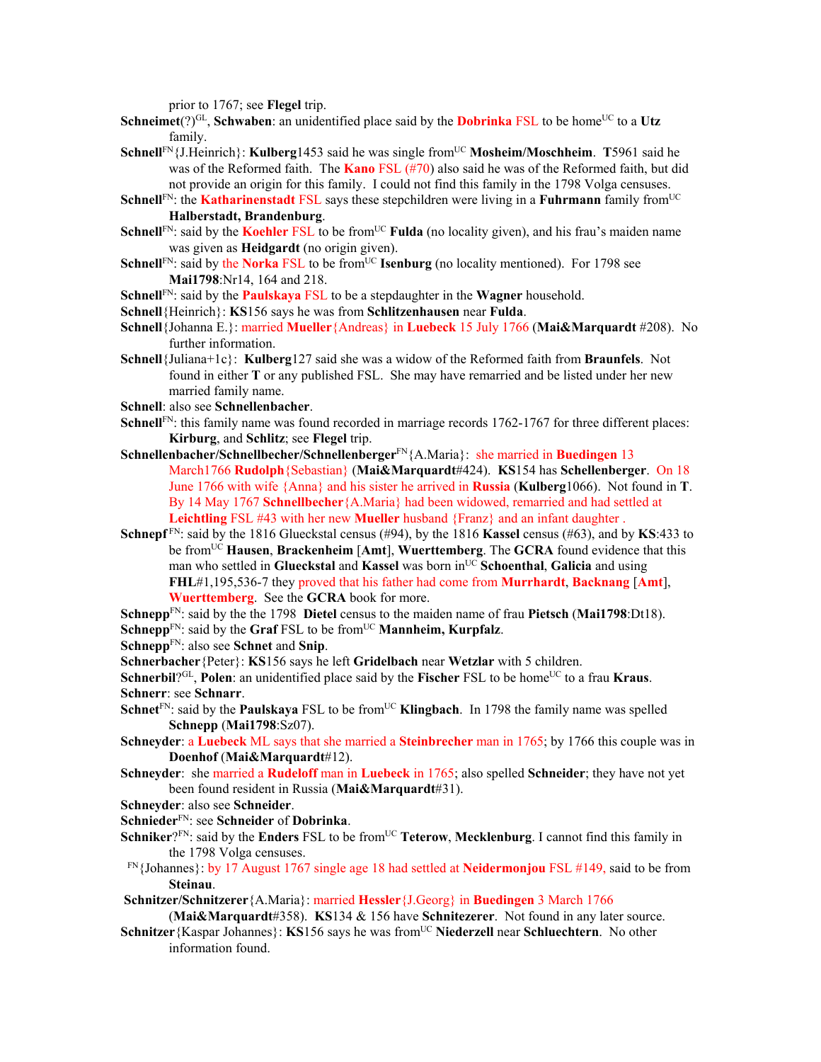prior to 1767; see **Flegel** trip.

**Schneimet**(?)[GL], **Schwaben**: an unidentified place said by the **Dobrinka** FSL to be home[UC] to a **Utz** family.

**Schnell**[FN]{J.Heinrich}: **Kulberg**1453 said he was single from[UC] **Mosheim/Moschheim**. **T**5961 said he was of the Reformed faith. The **Kano** FSL (#70) also said he was of the Reformed faith, but did not provide an origin for this family. I could not find this family in the 1798 Volga censuses.

**Schnell**[FN]: the **Katharinenstadt** FSL says these stepchildren were living in a **Fuhrmann** family from[UC] **Halberstadt, Brandenburg**.

**Schnell**[FN]: said by the **Koehler** FSL to be from[UC] **Fulda** (no locality given), and his frau's maiden name was given as **Heidgardt** (no origin given).

**Schnell**[FN]: said by the **Norka** FSL to be from[UC] **Isenburg** (no locality mentioned). For 1798 see **Mai1798**:Nr14, 164 and 218.

**Schnell**[FN]: said by the **Paulskaya** FSL to be a stepdaughter in the **Wagner** household.

**Schnell**{Heinrich}: **KS**156 says he was from **Schlitzenhausen** near **Fulda**.

**Schnell**{Johanna E.}: married **Mueller**{Andreas} in **Luebeck** 15 July 1766 (**Mai&Marquardt** #208). No further information.

**Schnell**{Juliana+1c}: **Kulberg**127 said she was a widow of the Reformed faith from **Braunfels**. Not found in either **T** or any published FSL. She may have remarried and be listed under her new married family name.

**Schnell**: also see **Schnellenbacher**.

**Schnell**[FN]: this family name was found recorded in marriage records 1762-1767 for three different places: **Kirburg**, and **Schlitz**; see **Flegel** trip.

**Schnellenbacher/Schnellbecher/Schnellenberger**[FN]{A.Maria}: she married in **Buedingen** 13 March1766 **Rudolph**{Sebastian} (**Mai&Marquardt**#424). **KS**154 has **Schellenberger**. On 18 June 1766 with wife {Anna} and his sister he arrived in **Russia** (**Kulberg**1066). Not found in **T**. By 14 May 1767 **Schnellbecher**{A.Maria} had been widowed, remarried and had settled at **Leichtling** FSL #43 with her new **Mueller** husband {Franz} and an infant daughter .

**Schnepf**[FN]: said by the 1816 Glueckstal census (#94), by the 1816 **Kassel** census (#63), and by **KS**:433 to be from[UC] **Hausen**, **Brackenheim** [**Amt**], **Wuerttemberg**. The **GCRA** found evidence that this man who settled in **Glueckstal** and **Kassel** was born in[UC] **Schoenthal**, **Galicia** and using **FHL**#1,195,536-7 they proved that his father had come from **Murrhardt**, **Backnang** [**Amt**], **Wuerttemberg**. See the **GCRA** book for more.

**Schnepp**[FN]: said by the the 1798 **Dietel** census to the maiden name of frau **Pietsch** (**Mai1798**:Dt18).

**Schnepp**[FN]: said by the **Graf** FSL to be from[UC] **Mannheim, Kurpfalz**.

**Schnepp**[FN]: also see **Schnet** and **Snip**.

**Schnerbacher**{Peter}: **KS**156 says he left **Gridelbach** near **Wetzlar** with 5 children.

**Schnerbil**?[GL], **Polen**: an unidentified place said by the **Fischer** FSL to be home[UC] to a frau **Kraus**.

**Schnerr**: see **Schnarr**.

**Schnet**[FN]: said by the **Paulskaya** FSL to be from[UC] **Klingbach**. In 1798 the family name was spelled **Schnepp** (**Mai1798**:Sz07).

**Schneyder**: a **Luebeck** ML says that she married a **Steinbrecher** man in 1765; by 1766 this couple was in **Doenhof** (**Mai&Marquardt**#12).

**Schneyder**: she married a **Rudeloff** man in **Luebeck** in 1765; also spelled **Schneider**; they have not yet been found resident in Russia (**Mai&Marquardt**#31).

**Schneyder**: also see **Schneider**.

**Schnieder**[FN]: see **Schneider** of **Dobrinka**.

**Schniker**?[FN]: said by the **Enders** FSL to be from[UC] **Teterow**, **Mecklenburg**. I cannot find this family in the 1798 Volga censuses.

[FN]{Johannes}: by 17 August 1767 single age 18 had settled at **Neidermonjou** FSL #149, said to be from **Steinau**.

**Schnitzer/Schnitzerer**{A.Maria}: married **Hessler**{J.Georg} in **Buedingen** 3 March 1766 (**Mai&Marquardt**#358). **KS**134 & 156 have **Schnitezerer**. Not found in any later source.

**Schnitzer**{Kaspar Johannes}: **KS**156 says he was from[UC] **Niederzell** near **Schluechtern**. No other information found.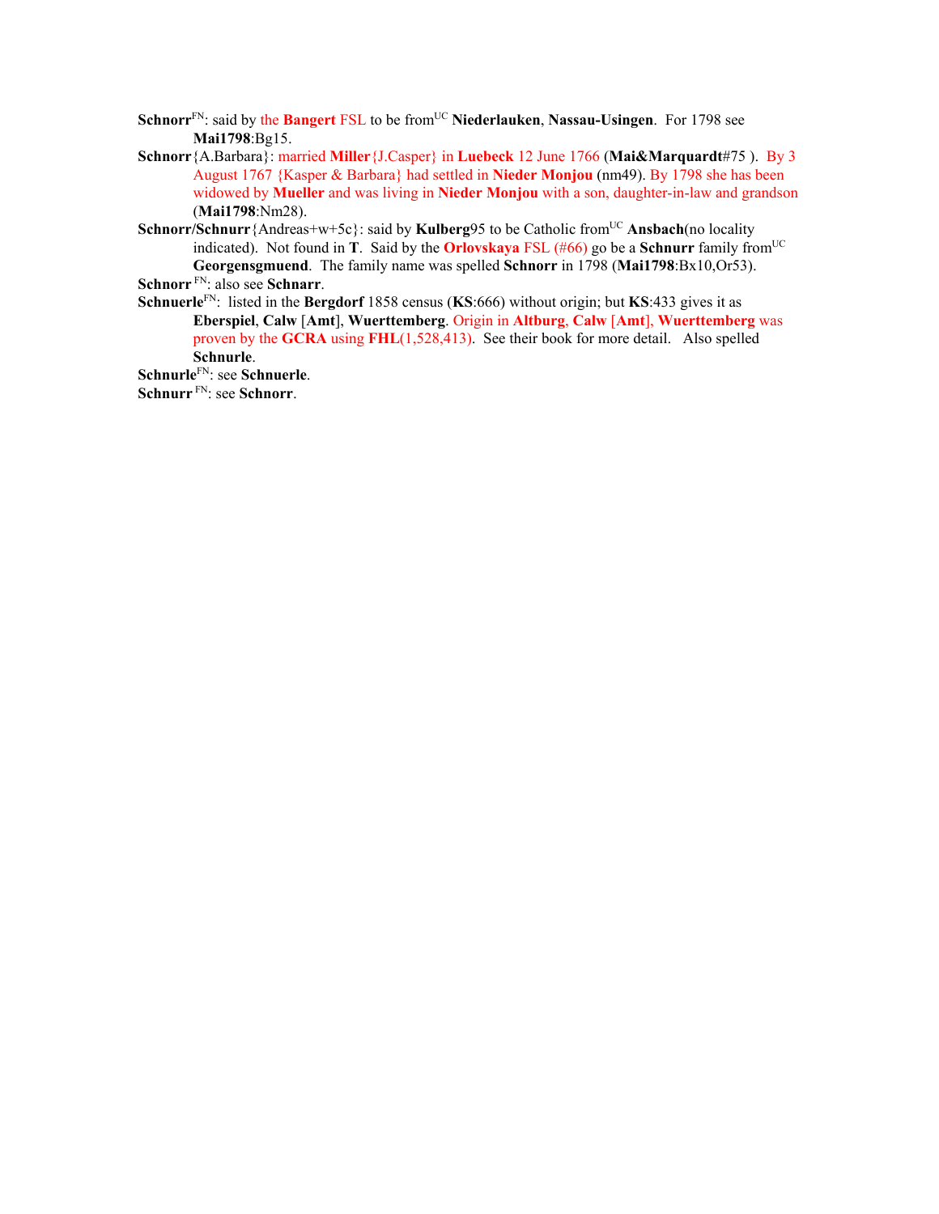**Schnorr**[FN]: said by the **Bangert** FSL to be from[UC] **Niederlauken**, **Nassau-Usingen**. For 1798 see **Mai1798**:Bg15.

**Schnorr**{A.Barbara}: married **Miller**{J.Casper} in **Luebeck** 12 June 1766 (**Mai&Marquardt**#75 ). By 3 August 1767 {Kasper & Barbara} had settled in **Nieder Monjou** (nm49). By 1798 she has been widowed by **Mueller** and was living in **Nieder Monjou** with a son, daughter-in-law and grandson (**Mai1798**:Nm28).

**Schnorr/Schnurr**{Andreas+w+5c}: said by **Kulberg**95 to be Catholic from[UC] **Ansbach**(no locality indicated). Not found in **T**. Said by the **Orlovskaya** FSL (#66) go be a **Schnurr** family from[UC] **Georgensgmuend**. The family name was spelled **Schnorr** in 1798 (**Mai1798**:Bx10,Or53).

**Schnorr** [FN]: also see **Schnarr**.

**Schnuerle**[FN]: listed in the **Bergdorf** 1858 census (**KS**:666) without origin; but **KS**:433 gives it as **Eberspiel**, **Calw** [**Amt**], **Wuerttemberg**. Origin in **Altburg**, **Calw** [**Amt**], **Wuerttemberg** was proven by the **GCRA** using **FHL**(1,528,413). See their book for more detail. Also spelled **Schnurle**.

**Schnurle**[FN]: see **Schnuerle**.

**Schnurr** [FN]: see **Schnorr**.